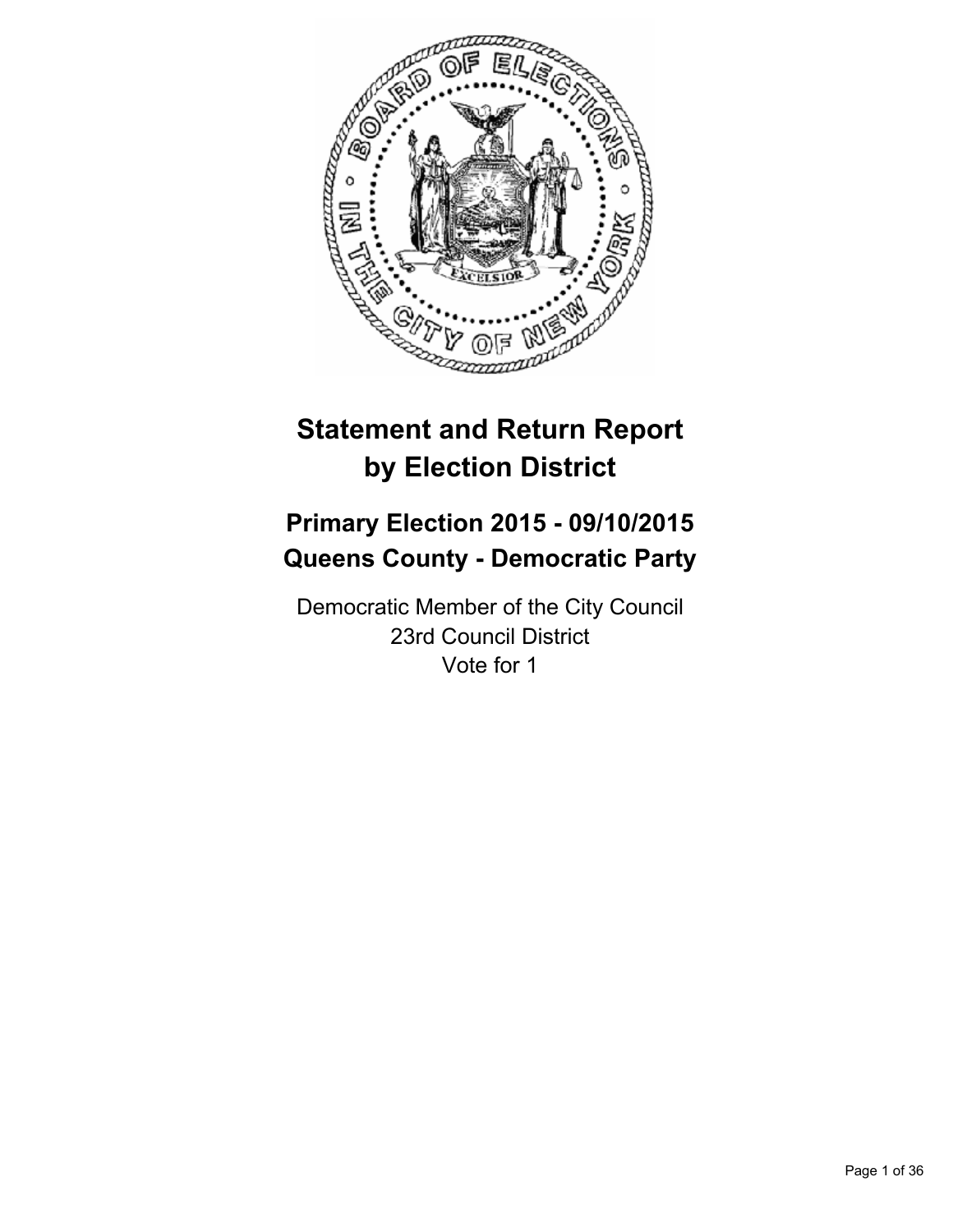# Statement and Return Report by Election District

## Primary Election 2015 - 09/10/2015
## Queens County - Democratic Party

Democratic Member of the City Council
23rd Council District
Vote for 1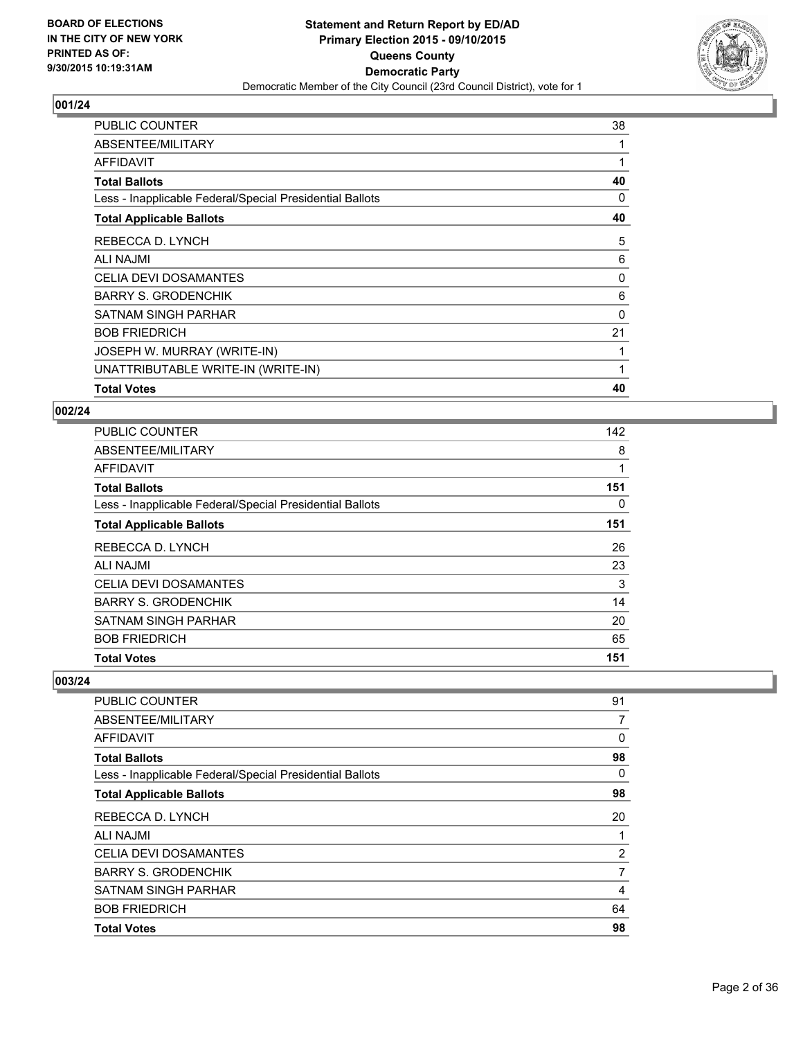**BOARD OF ELECTIONS IN THE CITY OF NEW YORK PRINTED AS OF: 9/30/2015 10:19:31AM**

**Statement and Return Report by ED/AD**
**Primary Election 2015 - 09/10/2015**
**Queens County**
**Democratic Party**
Democratic Member of the City Council (23rd Council District), vote for 1

## 001/24

| | |
|---|---|
| PUBLIC COUNTER | 38 |
| ABSENTEE/MILITARY | 1 |
| AFFIDAVIT | 1 |
| **Total Ballots** | **40** |
| Less - Inapplicable Federal/Special Presidential Ballots | 0 |
| **Total Applicable Ballots** | **40** |
| REBECCA D. LYNCH | 5 |
| ALI NAJMI | 6 |
| CELIA DEVI DOSAMANTES | 0 |
| BARRY S. GRODENCHIK | 6 |
| SATNAM SINGH PARHAR | 0 |
| BOB FRIEDRICH | 21 |
| JOSEPH W. MURRAY (WRITE-IN) | 1 |
| UNATTRIBUTABLE WRITE-IN (WRITE-IN) | 1 |
| **Total Votes** | **40** |

## 002/24

| | |
|---|---|
| PUBLIC COUNTER | 142 |
| ABSENTEE/MILITARY | 8 |
| AFFIDAVIT | 1 |
| **Total Ballots** | **151** |
| Less - Inapplicable Federal/Special Presidential Ballots | 0 |
| **Total Applicable Ballots** | **151** |
| REBECCA D. LYNCH | 26 |
| ALI NAJMI | 23 |
| CELIA DEVI DOSAMANTES | 3 |
| BARRY S. GRODENCHIK | 14 |
| SATNAM SINGH PARHAR | 20 |
| BOB FRIEDRICH | 65 |
| **Total Votes** | **151** |

## 003/24

| | |
|---|---|
| PUBLIC COUNTER | 91 |
| ABSENTEE/MILITARY | 7 |
| AFFIDAVIT | 0 |
| **Total Ballots** | **98** |
| Less - Inapplicable Federal/Special Presidential Ballots | 0 |
| **Total Applicable Ballots** | **98** |
| REBECCA D. LYNCH | 20 |
| ALI NAJMI | 1 |
| CELIA DEVI DOSAMANTES | 2 |
| BARRY S. GRODENCHIK | 7 |
| SATNAM SINGH PARHAR | 4 |
| BOB FRIEDRICH | 64 |
| **Total Votes** | **98** |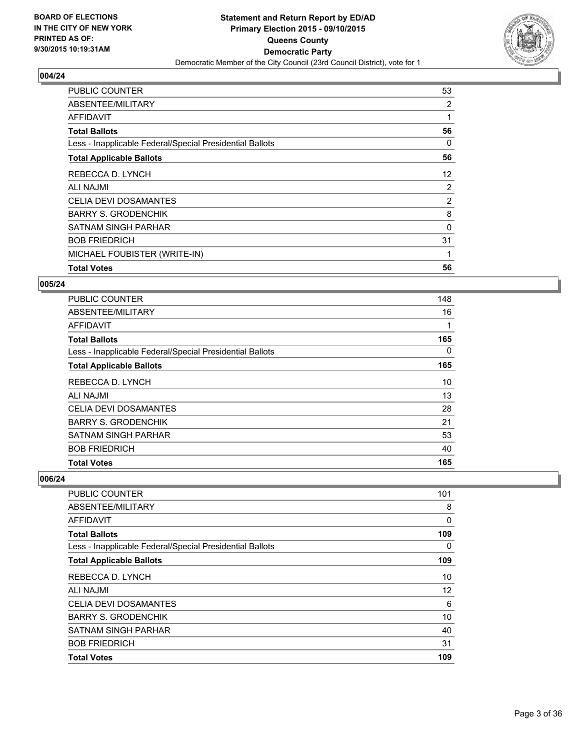**BOARD OF ELECTIONS IN THE CITY OF NEW YORK PRINTED AS OF: 9/30/2015 10:19:31AM**

**Statement and Return Report by ED/AD**
**Primary Election 2015 - 09/10/2015**
**Queens County**
**Democratic Party**
Democratic Member of the City Council (23rd Council District), vote for 1

### 004/24

| | |
|---|---|
| PUBLIC COUNTER | 53 |
| ABSENTEE/MILITARY | 2 |
| AFFIDAVIT | 1 |
| **Total Ballots** | **56** |
| Less - Inapplicable Federal/Special Presidential Ballots | 0 |
| **Total Applicable Ballots** | **56** |
| REBECCA D. LYNCH | 12 |
| ALI NAJMI | 2 |
| CELIA DEVI DOSAMANTES | 2 |
| BARRY S. GRODENCHIK | 8 |
| SATNAM SINGH PARHAR | 0 |
| BOB FRIEDRICH | 31 |
| MICHAEL FOUBISTER (WRITE-IN) | 1 |
| **Total Votes** | **56** |

### 005/24

| | |
|---|---|
| PUBLIC COUNTER | 148 |
| ABSENTEE/MILITARY | 16 |
| AFFIDAVIT | 1 |
| **Total Ballots** | **165** |
| Less - Inapplicable Federal/Special Presidential Ballots | 0 |
| **Total Applicable Ballots** | **165** |
| REBECCA D. LYNCH | 10 |
| ALI NAJMI | 13 |
| CELIA DEVI DOSAMANTES | 28 |
| BARRY S. GRODENCHIK | 21 |
| SATNAM SINGH PARHAR | 53 |
| BOB FRIEDRICH | 40 |
| **Total Votes** | **165** |

### 006/24

| | |
|---|---|
| PUBLIC COUNTER | 101 |
| ABSENTEE/MILITARY | 8 |
| AFFIDAVIT | 0 |
| **Total Ballots** | **109** |
| Less - Inapplicable Federal/Special Presidential Ballots | 0 |
| **Total Applicable Ballots** | **109** |
| REBECCA D. LYNCH | 10 |
| ALI NAJMI | 12 |
| CELIA DEVI DOSAMANTES | 6 |
| BARRY S. GRODENCHIK | 10 |
| SATNAM SINGH PARHAR | 40 |
| BOB FRIEDRICH | 31 |
| **Total Votes** | **109** |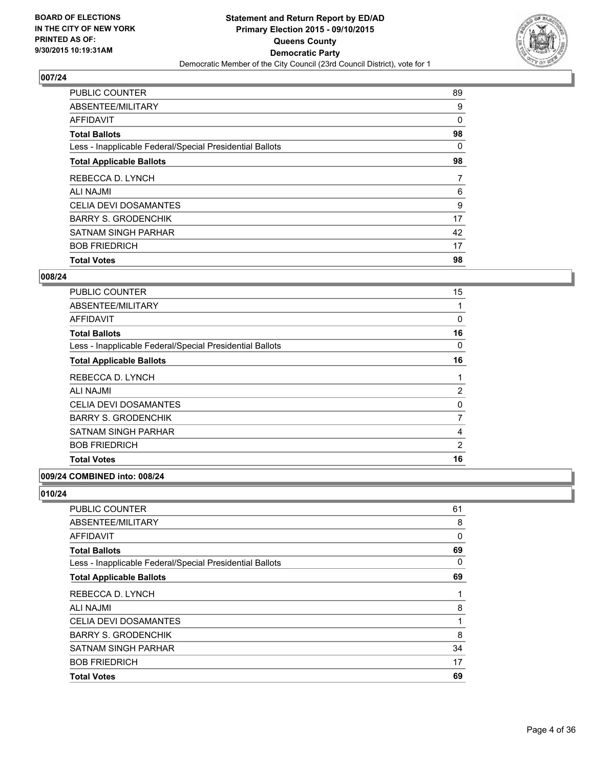BOARD OF ELECTIONS
IN THE CITY OF NEW YORK
PRINTED AS OF:
9/30/2015 10:19:31AM

**Statement and Return Report by ED/AD**
**Primary Election 2015 - 09/10/2015**
**Queens County**
**Democratic Party**
Democratic Member of the City Council (23rd Council District), vote for 1

### 007/24

| | |
|---|---|
| PUBLIC COUNTER | 89 |
| ABSENTEE/MILITARY | 9 |
| AFFIDAVIT | 0 |
| **Total Ballots** | **98** |
| Less - Inapplicable Federal/Special Presidential Ballots | 0 |
| **Total Applicable Ballots** | **98** |
| REBECCA D. LYNCH | 7 |
| ALI NAJMI | 6 |
| CELIA DEVI DOSAMANTES | 9 |
| BARRY S. GRODENCHIK | 17 |
| SATNAM SINGH PARHAR | 42 |
| BOB FRIEDRICH | 17 |
| **Total Votes** | **98** |

### 008/24

| | |
|---|---|
| PUBLIC COUNTER | 15 |
| ABSENTEE/MILITARY | 1 |
| AFFIDAVIT | 0 |
| **Total Ballots** | **16** |
| Less - Inapplicable Federal/Special Presidential Ballots | 0 |
| **Total Applicable Ballots** | **16** |
| REBECCA D. LYNCH | 1 |
| ALI NAJMI | 2 |
| CELIA DEVI DOSAMANTES | 0 |
| BARRY S. GRODENCHIK | 7 |
| SATNAM SINGH PARHAR | 4 |
| BOB FRIEDRICH | 2 |
| **Total Votes** | **16** |

### 009/24 COMBINED into: 008/24

### 010/24

| | |
|---|---|
| PUBLIC COUNTER | 61 |
| ABSENTEE/MILITARY | 8 |
| AFFIDAVIT | 0 |
| **Total Ballots** | **69** |
| Less - Inapplicable Federal/Special Presidential Ballots | 0 |
| **Total Applicable Ballots** | **69** |
| REBECCA D. LYNCH | 1 |
| ALI NAJMI | 8 |
| CELIA DEVI DOSAMANTES | 1 |
| BARRY S. GRODENCHIK | 8 |
| SATNAM SINGH PARHAR | 34 |
| BOB FRIEDRICH | 17 |
| **Total Votes** | **69** |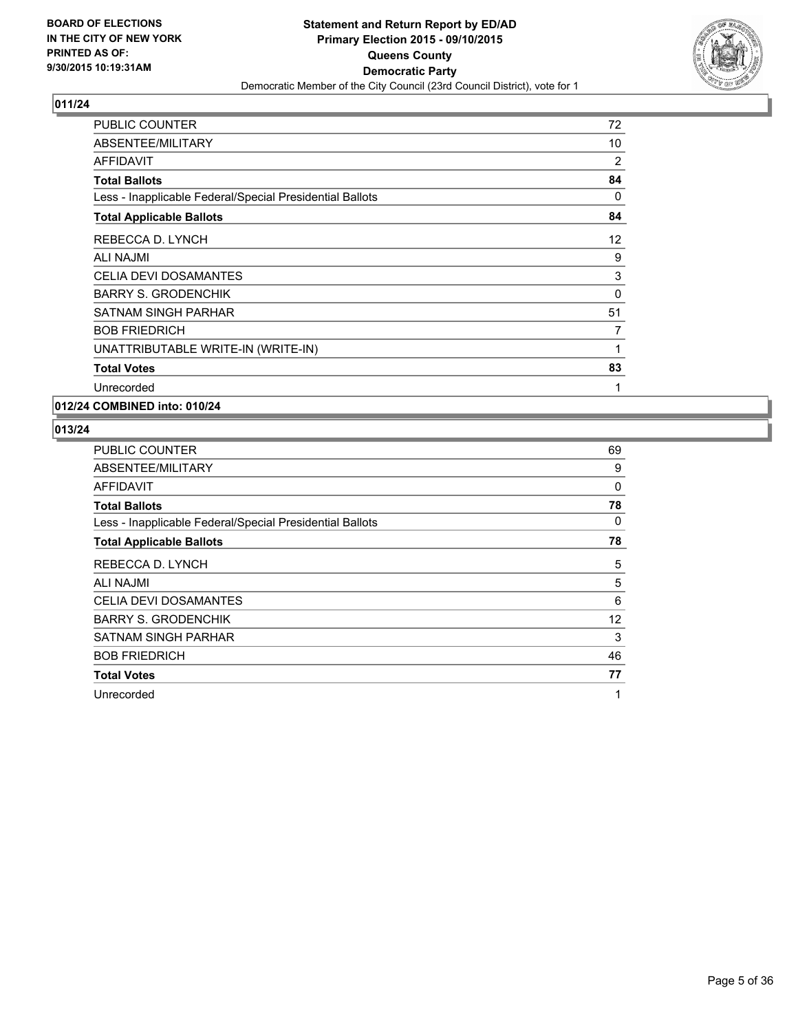## 011/24

| | |
|---|---|
| PUBLIC COUNTER | 72 |
| ABSENTEE/MILITARY | 10 |
| AFFIDAVIT | 2 |
| **Total Ballots** | **84** |
| Less - Inapplicable Federal/Special Presidential Ballots | 0 |
| **Total Applicable Ballots** | **84** |
| REBECCA D. LYNCH | 12 |
| ALI NAJMI | 9 |
| CELIA DEVI DOSAMANTES | 3 |
| BARRY S. GRODENCHIK | 0 |
| SATNAM SINGH PARHAR | 51 |
| BOB FRIEDRICH | 7 |
| UNATTRIBUTABLE WRITE-IN (WRITE-IN) | 1 |
| **Total Votes** | **83** |
| Unrecorded | 1 |

## 012/24 COMBINED into: 010/24

## 013/24

| | |
|---|---|
| PUBLIC COUNTER | 69 |
| ABSENTEE/MILITARY | 9 |
| AFFIDAVIT | 0 |
| **Total Ballots** | **78** |
| Less - Inapplicable Federal/Special Presidential Ballots | 0 |
| **Total Applicable Ballots** | **78** |
| REBECCA D. LYNCH | 5 |
| ALI NAJMI | 5 |
| CELIA DEVI DOSAMANTES | 6 |
| BARRY S. GRODENCHIK | 12 |
| SATNAM SINGH PARHAR | 3 |
| BOB FRIEDRICH | 46 |
| **Total Votes** | **77** |
| Unrecorded | 1 |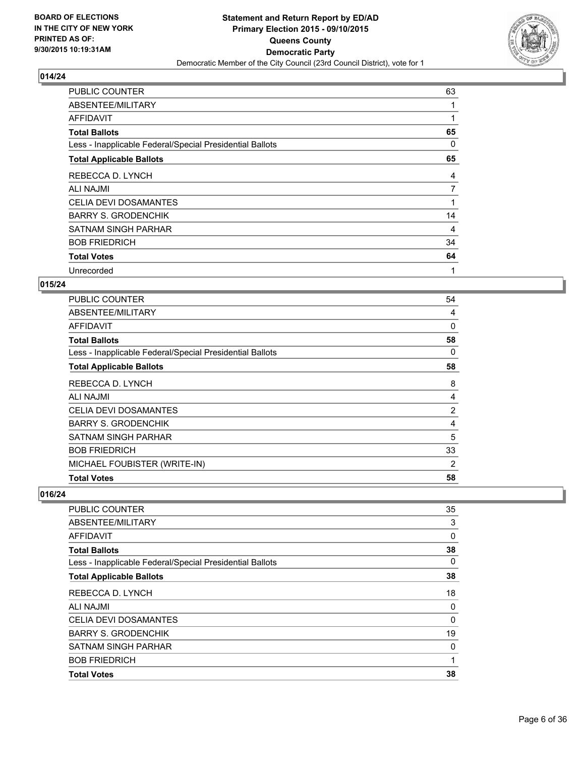**BOARD OF ELECTIONS IN THE CITY OF NEW YORK PRINTED AS OF: 9/30/2015 10:19:31AM**

**Statement and Return Report by ED/AD Primary Election 2015 - 09/10/2015 Queens County Democratic Party**

Democratic Member of the City Council (23rd Council District), vote for 1

## 014/24

| | |
|---|---|
| PUBLIC COUNTER | 63 |
| ABSENTEE/MILITARY | 1 |
| AFFIDAVIT | 1 |
| **Total Ballots** | **65** |
| Less - Inapplicable Federal/Special Presidential Ballots | 0 |
| **Total Applicable Ballots** | **65** |
| REBECCA D. LYNCH | 4 |
| ALI NAJMI | 7 |
| CELIA DEVI DOSAMANTES | 1 |
| BARRY S. GRODENCHIK | 14 |
| SATNAM SINGH PARHAR | 4 |
| BOB FRIEDRICH | 34 |
| **Total Votes** | **64** |
| Unrecorded | 1 |

## 015/24

| | |
|---|---|
| PUBLIC COUNTER | 54 |
| ABSENTEE/MILITARY | 4 |
| AFFIDAVIT | 0 |
| **Total Ballots** | **58** |
| Less - Inapplicable Federal/Special Presidential Ballots | 0 |
| **Total Applicable Ballots** | **58** |
| REBECCA D. LYNCH | 8 |
| ALI NAJMI | 4 |
| CELIA DEVI DOSAMANTES | 2 |
| BARRY S. GRODENCHIK | 4 |
| SATNAM SINGH PARHAR | 5 |
| BOB FRIEDRICH | 33 |
| MICHAEL FOUBISTER (WRITE-IN) | 2 |
| **Total Votes** | **58** |

## 016/24

| | |
|---|---|
| PUBLIC COUNTER | 35 |
| ABSENTEE/MILITARY | 3 |
| AFFIDAVIT | 0 |
| **Total Ballots** | **38** |
| Less - Inapplicable Federal/Special Presidential Ballots | 0 |
| **Total Applicable Ballots** | **38** |
| REBECCA D. LYNCH | 18 |
| ALI NAJMI | 0 |
| CELIA DEVI DOSAMANTES | 0 |
| BARRY S. GRODENCHIK | 19 |
| SATNAM SINGH PARHAR | 0 |
| BOB FRIEDRICH | 1 |
| **Total Votes** | **38** |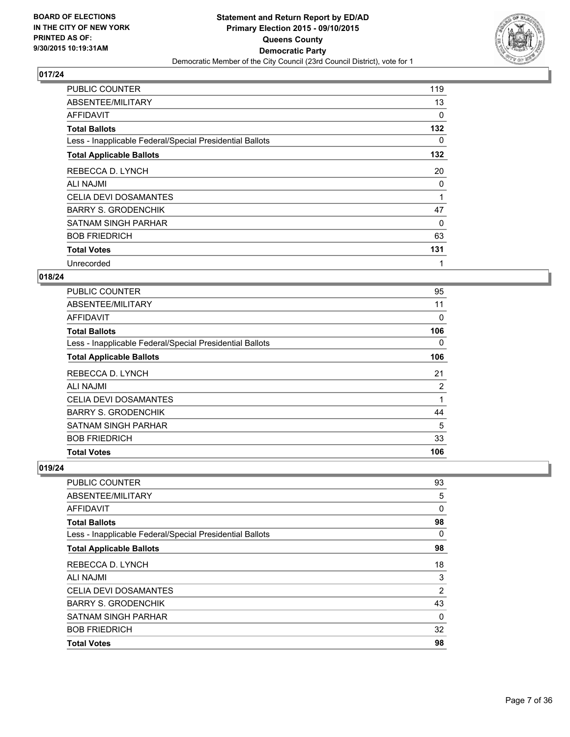BOARD OF ELECTIONS
IN THE CITY OF NEW YORK
PRINTED AS OF:
9/30/2015 10:19:31AM

**Statement and Return Report by ED/AD**
**Primary Election 2015 - 09/10/2015**
**Queens County**
**Democratic Party**
Democratic Member of the City Council (23rd Council District), vote for 1

## 017/24

| | |
|---|---|
| PUBLIC COUNTER | 119 |
| ABSENTEE/MILITARY | 13 |
| AFFIDAVIT | 0 |
| **Total Ballots** | **132** |
| Less - Inapplicable Federal/Special Presidential Ballots | 0 |
| **Total Applicable Ballots** | **132** |
| REBECCA D. LYNCH | 20 |
| ALI NAJMI | 0 |
| CELIA DEVI DOSAMANTES | 1 |
| BARRY S. GRODENCHIK | 47 |
| SATNAM SINGH PARHAR | 0 |
| BOB FRIEDRICH | 63 |
| **Total Votes** | **131** |
| Unrecorded | 1 |

## 018/24

| | |
|---|---|
| PUBLIC COUNTER | 95 |
| ABSENTEE/MILITARY | 11 |
| AFFIDAVIT | 0 |
| **Total Ballots** | **106** |
| Less - Inapplicable Federal/Special Presidential Ballots | 0 |
| **Total Applicable Ballots** | **106** |
| REBECCA D. LYNCH | 21 |
| ALI NAJMI | 2 |
| CELIA DEVI DOSAMANTES | 1 |
| BARRY S. GRODENCHIK | 44 |
| SATNAM SINGH PARHAR | 5 |
| BOB FRIEDRICH | 33 |
| **Total Votes** | **106** |

## 019/24

| | |
|---|---|
| PUBLIC COUNTER | 93 |
| ABSENTEE/MILITARY | 5 |
| AFFIDAVIT | 0 |
| **Total Ballots** | **98** |
| Less - Inapplicable Federal/Special Presidential Ballots | 0 |
| **Total Applicable Ballots** | **98** |
| REBECCA D. LYNCH | 18 |
| ALI NAJMI | 3 |
| CELIA DEVI DOSAMANTES | 2 |
| BARRY S. GRODENCHIK | 43 |
| SATNAM SINGH PARHAR | 0 |
| BOB FRIEDRICH | 32 |
| **Total Votes** | **98** |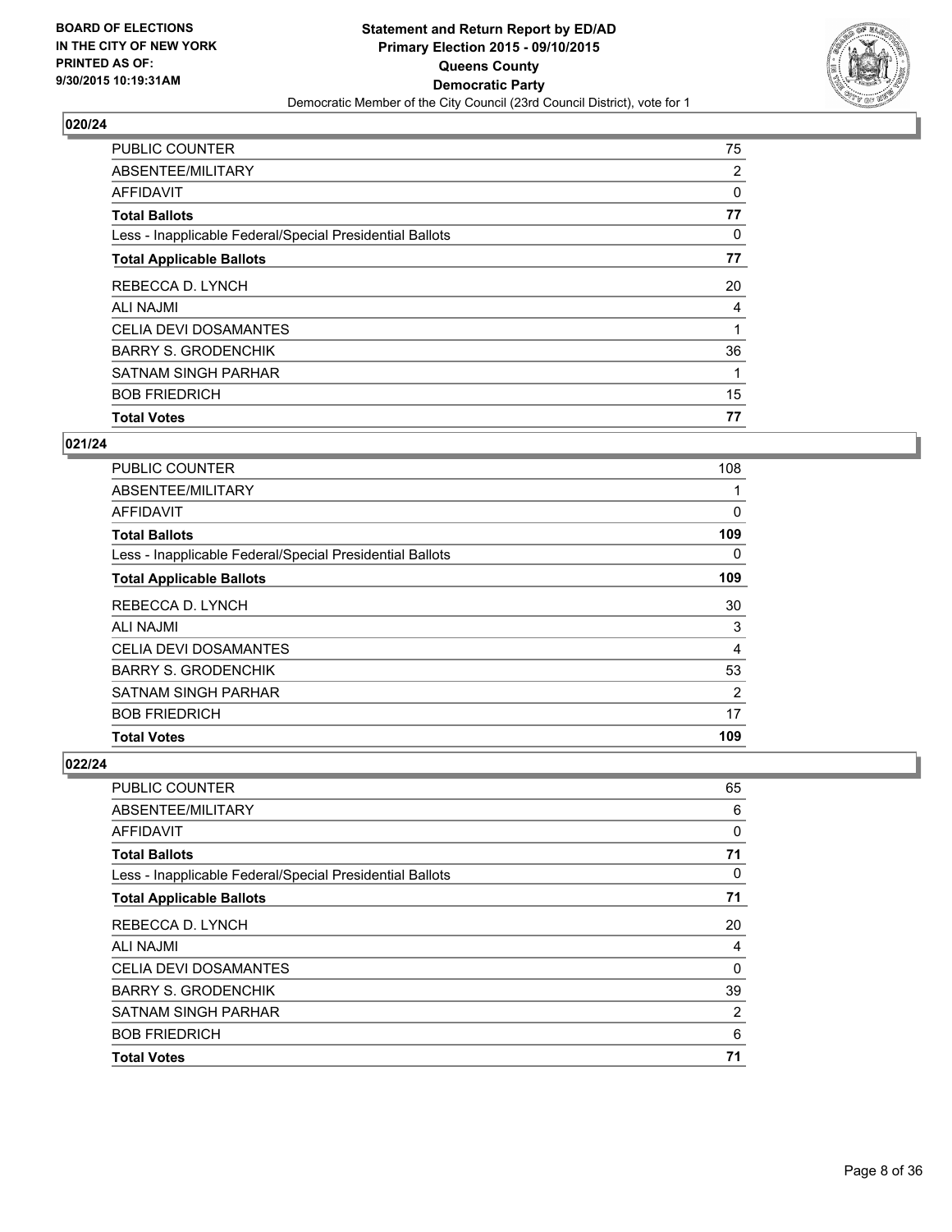**BOARD OF ELECTIONS IN THE CITY OF NEW YORK PRINTED AS OF: 9/30/2015 10:19:31AM**

**Statement and Return Report by ED/AD Primary Election 2015 - 09/10/2015 Queens County Democratic Party**

Democratic Member of the City Council (23rd Council District), vote for 1

**020/24**

| | |
|---|---|
| PUBLIC COUNTER | 75 |
| ABSENTEE/MILITARY | 2 |
| AFFIDAVIT | 0 |
| **Total Ballots** | **77** |
| Less - Inapplicable Federal/Special Presidential Ballots | 0 |
| **Total Applicable Ballots** | **77** |
| REBECCA D. LYNCH | 20 |
| ALI NAJMI | 4 |
| CELIA DEVI DOSAMANTES | 1 |
| BARRY S. GRODENCHIK | 36 |
| SATNAM SINGH PARHAR | 1 |
| BOB FRIEDRICH | 15 |
| **Total Votes** | **77** |

**021/24**

| | |
|---|---|
| PUBLIC COUNTER | 108 |
| ABSENTEE/MILITARY | 1 |
| AFFIDAVIT | 0 |
| **Total Ballots** | **109** |
| Less - Inapplicable Federal/Special Presidential Ballots | 0 |
| **Total Applicable Ballots** | **109** |
| REBECCA D. LYNCH | 30 |
| ALI NAJMI | 3 |
| CELIA DEVI DOSAMANTES | 4 |
| BARRY S. GRODENCHIK | 53 |
| SATNAM SINGH PARHAR | 2 |
| BOB FRIEDRICH | 17 |
| **Total Votes** | **109** |

**022/24**

| | |
|---|---|
| PUBLIC COUNTER | 65 |
| ABSENTEE/MILITARY | 6 |
| AFFIDAVIT | 0 |
| **Total Ballots** | **71** |
| Less - Inapplicable Federal/Special Presidential Ballots | 0 |
| **Total Applicable Ballots** | **71** |
| REBECCA D. LYNCH | 20 |
| ALI NAJMI | 4 |
| CELIA DEVI DOSAMANTES | 0 |
| BARRY S. GRODENCHIK | 39 |
| SATNAM SINGH PARHAR | 2 |
| BOB FRIEDRICH | 6 |
| **Total Votes** | **71** |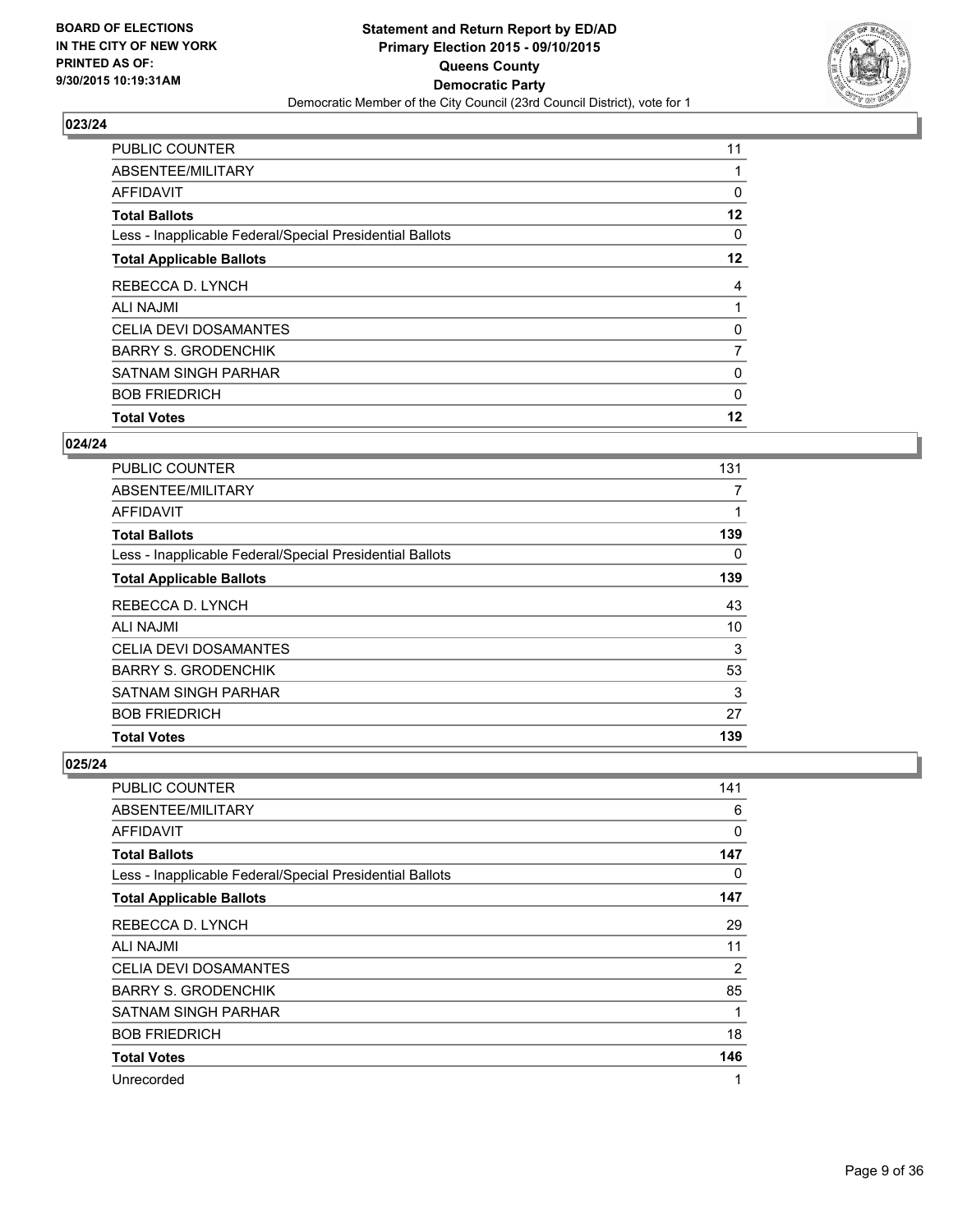BOARD OF ELECTIONS
IN THE CITY OF NEW YORK
PRINTED AS OF:
9/30/2015 10:19:31AM

**Statement and Return Report by ED/AD**
**Primary Election 2015 - 09/10/2015**
**Queens County**
**Democratic Party**
Democratic Member of the City Council (23rd Council District), vote for 1

## 023/24

| | |
|---|---|
| PUBLIC COUNTER | 11 |
| ABSENTEE/MILITARY | 1 |
| AFFIDAVIT | 0 |
| **Total Ballots** | **12** |
| Less - Inapplicable Federal/Special Presidential Ballots | 0 |
| **Total Applicable Ballots** | **12** |
| REBECCA D. LYNCH | 4 |
| ALI NAJMI | 1 |
| CELIA DEVI DOSAMANTES | 0 |
| BARRY S. GRODENCHIK | 7 |
| SATNAM SINGH PARHAR | 0 |
| BOB FRIEDRICH | 0 |
| **Total Votes** | **12** |

## 024/24

| | |
|---|---|
| PUBLIC COUNTER | 131 |
| ABSENTEE/MILITARY | 7 |
| AFFIDAVIT | 1 |
| **Total Ballots** | **139** |
| Less - Inapplicable Federal/Special Presidential Ballots | 0 |
| **Total Applicable Ballots** | **139** |
| REBECCA D. LYNCH | 43 |
| ALI NAJMI | 10 |
| CELIA DEVI DOSAMANTES | 3 |
| BARRY S. GRODENCHIK | 53 |
| SATNAM SINGH PARHAR | 3 |
| BOB FRIEDRICH | 27 |
| **Total Votes** | **139** |

## 025/24

| | |
|---|---|
| PUBLIC COUNTER | 141 |
| ABSENTEE/MILITARY | 6 |
| AFFIDAVIT | 0 |
| **Total Ballots** | **147** |
| Less - Inapplicable Federal/Special Presidential Ballots | 0 |
| **Total Applicable Ballots** | **147** |
| REBECCA D. LYNCH | 29 |
| ALI NAJMI | 11 |
| CELIA DEVI DOSAMANTES | 2 |
| BARRY S. GRODENCHIK | 85 |
| SATNAM SINGH PARHAR | 1 |
| BOB FRIEDRICH | 18 |
| **Total Votes** | **146** |
| Unrecorded | 1 |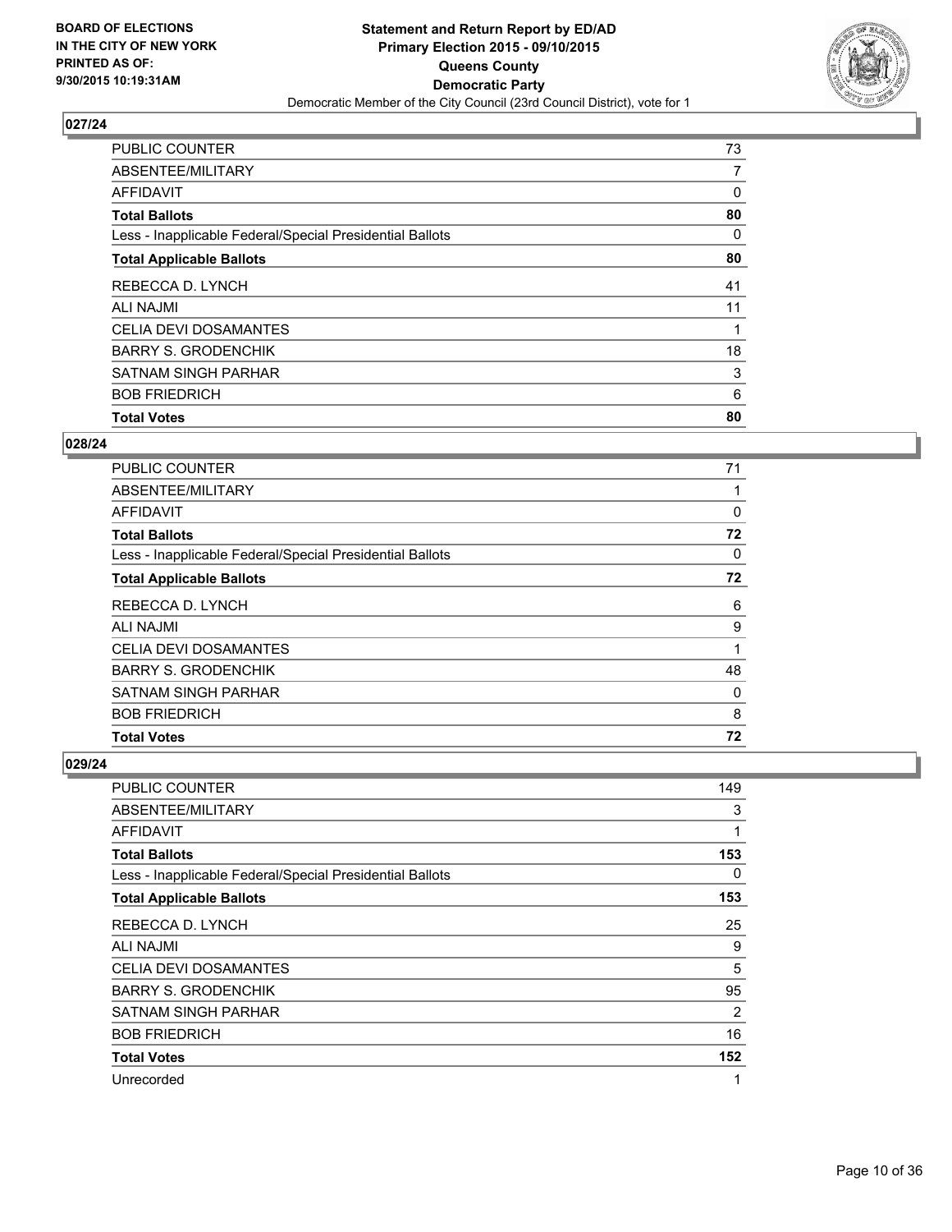**BOARD OF ELECTIONS IN THE CITY OF NEW YORK PRINTED AS OF: 9/30/2015 10:19:31AM**

**Statement and Return Report by ED/AD Primary Election 2015 - 09/10/2015 Queens County Democratic Party**

Democratic Member of the City Council (23rd Council District), vote for 1

## 027/24

| | |
|---|---|
| PUBLIC COUNTER | 73 |
| ABSENTEE/MILITARY | 7 |
| AFFIDAVIT | 0 |
| **Total Ballots** | **80** |
| Less - Inapplicable Federal/Special Presidential Ballots | 0 |
| **Total Applicable Ballots** | **80** |
| REBECCA D. LYNCH | 41 |
| ALI NAJMI | 11 |
| CELIA DEVI DOSAMANTES | 1 |
| BARRY S. GRODENCHIK | 18 |
| SATNAM SINGH PARHAR | 3 |
| BOB FRIEDRICH | 6 |
| **Total Votes** | **80** |

## 028/24

| | |
|---|---|
| PUBLIC COUNTER | 71 |
| ABSENTEE/MILITARY | 1 |
| AFFIDAVIT | 0 |
| **Total Ballots** | **72** |
| Less - Inapplicable Federal/Special Presidential Ballots | 0 |
| **Total Applicable Ballots** | **72** |
| REBECCA D. LYNCH | 6 |
| ALI NAJMI | 9 |
| CELIA DEVI DOSAMANTES | 1 |
| BARRY S. GRODENCHIK | 48 |
| SATNAM SINGH PARHAR | 0 |
| BOB FRIEDRICH | 8 |
| **Total Votes** | **72** |

## 029/24

| | |
|---|---|
| PUBLIC COUNTER | 149 |
| ABSENTEE/MILITARY | 3 |
| AFFIDAVIT | 1 |
| **Total Ballots** | **153** |
| Less - Inapplicable Federal/Special Presidential Ballots | 0 |
| **Total Applicable Ballots** | **153** |
| REBECCA D. LYNCH | 25 |
| ALI NAJMI | 9 |
| CELIA DEVI DOSAMANTES | 5 |
| BARRY S. GRODENCHIK | 95 |
| SATNAM SINGH PARHAR | 2 |
| BOB FRIEDRICH | 16 |
| **Total Votes** | **152** |
| Unrecorded | 1 |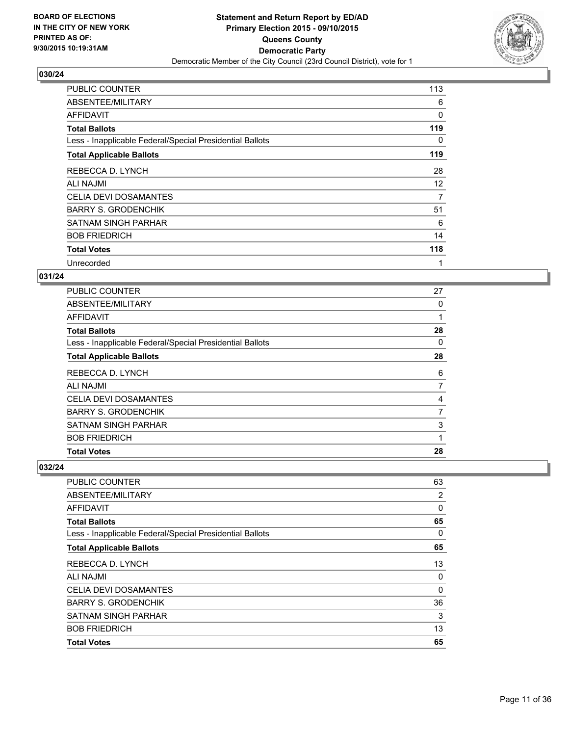**BOARD OF ELECTIONS IN THE CITY OF NEW YORK PRINTED AS OF: 9/30/2015 10:19:31AM**

**Statement and Return Report by ED/AD Primary Election 2015 - 09/10/2015 Queens County Democratic Party**

Democratic Member of the City Council (23rd Council District), vote for 1

## 030/24

| | |
|---|---|
| PUBLIC COUNTER | 113 |
| ABSENTEE/MILITARY | 6 |
| AFFIDAVIT | 0 |
| **Total Ballots** | **119** |
| Less - Inapplicable Federal/Special Presidential Ballots | 0 |
| **Total Applicable Ballots** | **119** |
| REBECCA D. LYNCH | 28 |
| ALI NAJMI | 12 |
| CELIA DEVI DOSAMANTES | 7 |
| BARRY S. GRODENCHIK | 51 |
| SATNAM SINGH PARHAR | 6 |
| BOB FRIEDRICH | 14 |
| **Total Votes** | **118** |
| Unrecorded | 1 |

## 031/24

| | |
|---|---|
| PUBLIC COUNTER | 27 |
| ABSENTEE/MILITARY | 0 |
| AFFIDAVIT | 1 |
| **Total Ballots** | **28** |
| Less - Inapplicable Federal/Special Presidential Ballots | 0 |
| **Total Applicable Ballots** | **28** |
| REBECCA D. LYNCH | 6 |
| ALI NAJMI | 7 |
| CELIA DEVI DOSAMANTES | 4 |
| BARRY S. GRODENCHIK | 7 |
| SATNAM SINGH PARHAR | 3 |
| BOB FRIEDRICH | 1 |
| **Total Votes** | **28** |

## 032/24

| | |
|---|---|
| PUBLIC COUNTER | 63 |
| ABSENTEE/MILITARY | 2 |
| AFFIDAVIT | 0 |
| **Total Ballots** | **65** |
| Less - Inapplicable Federal/Special Presidential Ballots | 0 |
| **Total Applicable Ballots** | **65** |
| REBECCA D. LYNCH | 13 |
| ALI NAJMI | 0 |
| CELIA DEVI DOSAMANTES | 0 |
| BARRY S. GRODENCHIK | 36 |
| SATNAM SINGH PARHAR | 3 |
| BOB FRIEDRICH | 13 |
| **Total Votes** | **65** |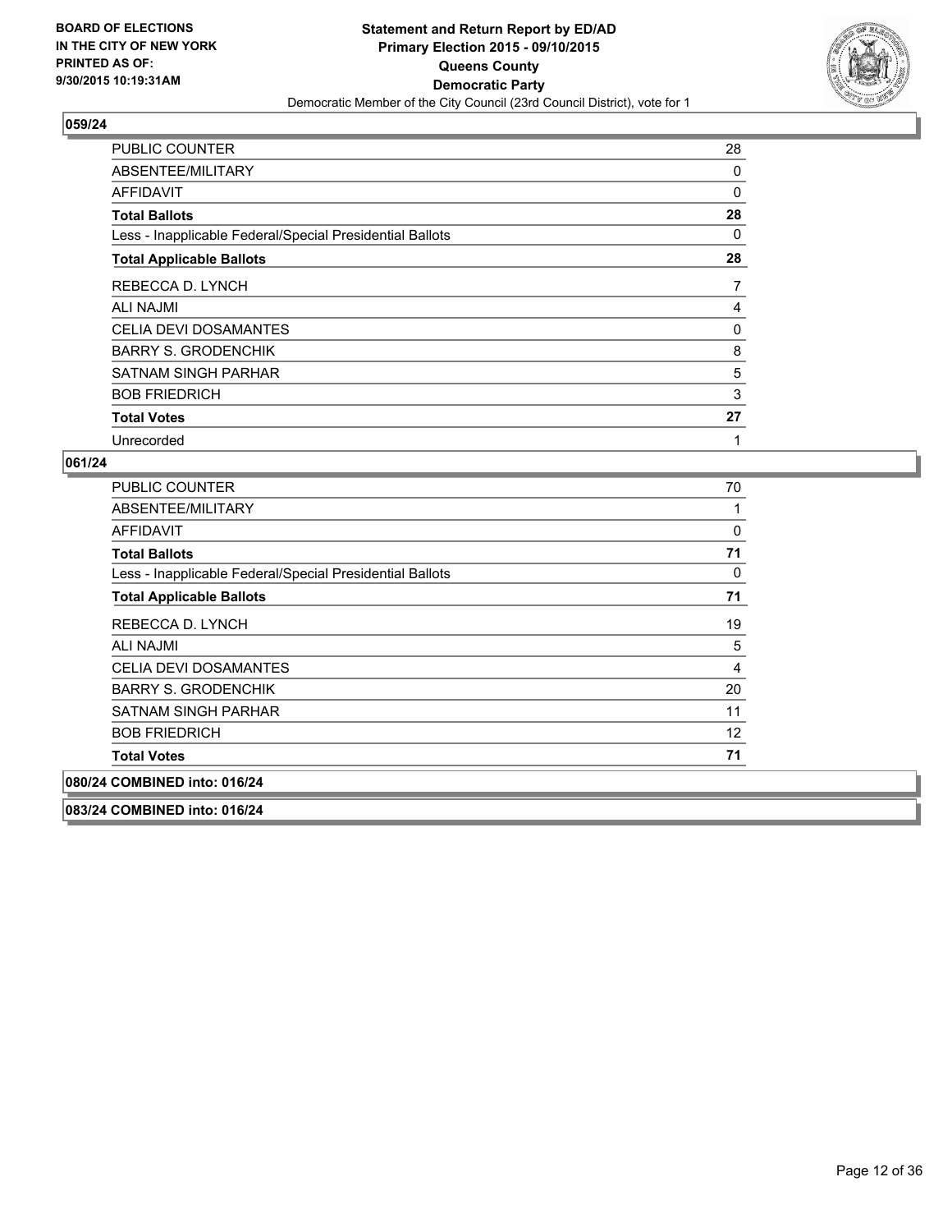**BOARD OF ELECTIONS IN THE CITY OF NEW YORK PRINTED AS OF: 9/30/2015 10:19:31AM**

**Statement and Return Report by ED/AD**
**Primary Election 2015 - 09/10/2015**
**Queens County**
**Democratic Party**
Democratic Member of the City Council (23rd Council District), vote for 1

## 059/24

| | |
|---|---|
| PUBLIC COUNTER | 28 |
| ABSENTEE/MILITARY | 0 |
| AFFIDAVIT | 0 |
| **Total Ballots** | **28** |
| Less - Inapplicable Federal/Special Presidential Ballots | 0 |
| **Total Applicable Ballots** | **28** |
| REBECCA D. LYNCH | 7 |
| ALI NAJMI | 4 |
| CELIA DEVI DOSAMANTES | 0 |
| BARRY S. GRODENCHIK | 8 |
| SATNAM SINGH PARHAR | 5 |
| BOB FRIEDRICH | 3 |
| **Total Votes** | **27** |
| Unrecorded | 1 |

## 061/24

| | |
|---|---|
| PUBLIC COUNTER | 70 |
| ABSENTEE/MILITARY | 1 |
| AFFIDAVIT | 0 |
| **Total Ballots** | **71** |
| Less - Inapplicable Federal/Special Presidential Ballots | 0 |
| **Total Applicable Ballots** | **71** |
| REBECCA D. LYNCH | 19 |
| ALI NAJMI | 5 |
| CELIA DEVI DOSAMANTES | 4 |
| BARRY S. GRODENCHIK | 20 |
| SATNAM SINGH PARHAR | 11 |
| BOB FRIEDRICH | 12 |
| **Total Votes** | **71** |

## 080/24 COMBINED into: 016/24

## 083/24 COMBINED into: 016/24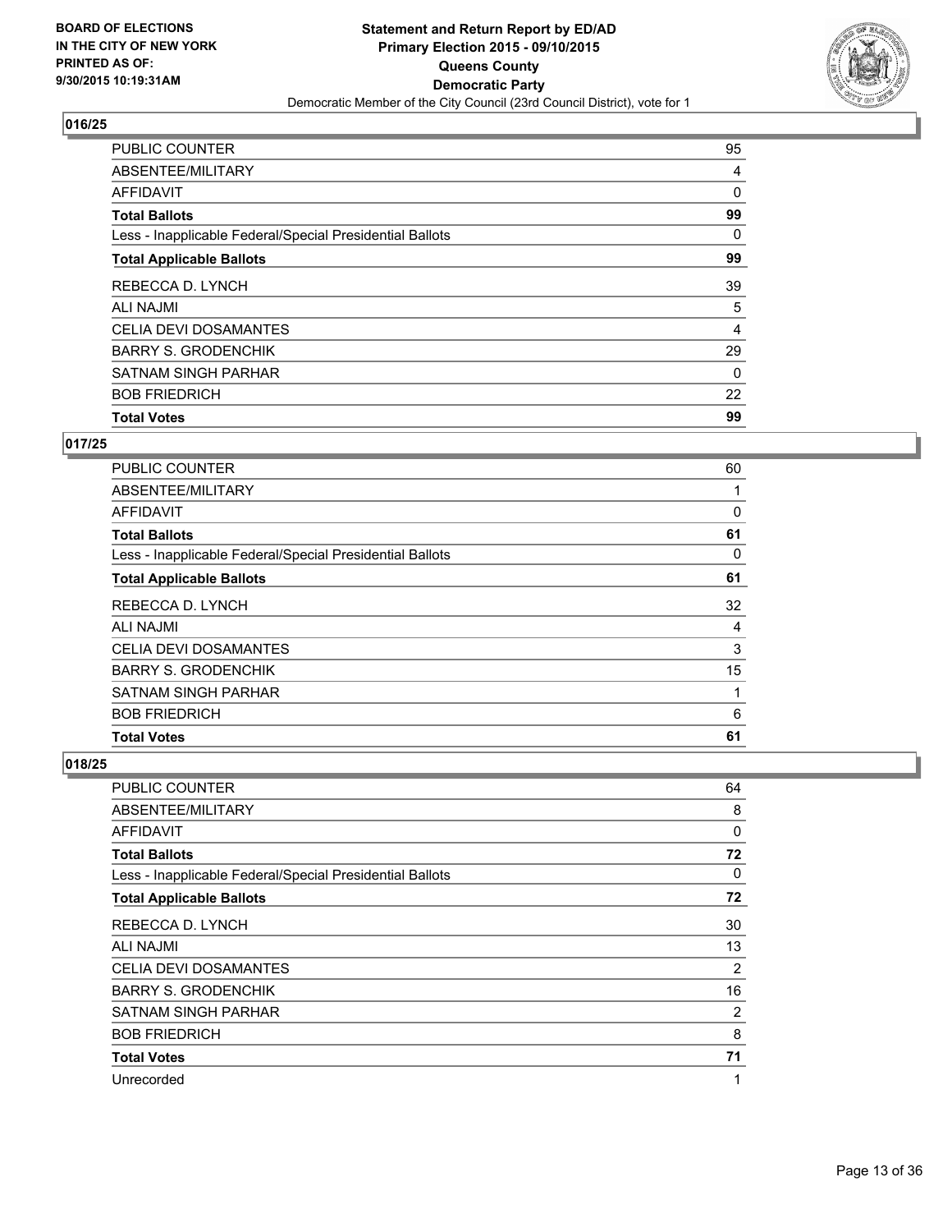**BOARD OF ELECTIONS IN THE CITY OF NEW YORK PRINTED AS OF: 9/30/2015 10:19:31AM**

**Statement and Return Report by ED/AD Primary Election 2015 - 09/10/2015 Queens County Democratic Party**

Democratic Member of the City Council (23rd Council District), vote for 1

## 016/25

| | |
|---|---|
| PUBLIC COUNTER | 95 |
| ABSENTEE/MILITARY | 4 |
| AFFIDAVIT | 0 |
| **Total Ballots** | **99** |
| Less - Inapplicable Federal/Special Presidential Ballots | 0 |
| **Total Applicable Ballots** | **99** |
| REBECCA D. LYNCH | 39 |
| ALI NAJMI | 5 |
| CELIA DEVI DOSAMANTES | 4 |
| BARRY S. GRODENCHIK | 29 |
| SATNAM SINGH PARHAR | 0 |
| BOB FRIEDRICH | 22 |
| **Total Votes** | **99** |

## 017/25

| | |
|---|---|
| PUBLIC COUNTER | 60 |
| ABSENTEE/MILITARY | 1 |
| AFFIDAVIT | 0 |
| **Total Ballots** | **61** |
| Less - Inapplicable Federal/Special Presidential Ballots | 0 |
| **Total Applicable Ballots** | **61** |
| REBECCA D. LYNCH | 32 |
| ALI NAJMI | 4 |
| CELIA DEVI DOSAMANTES | 3 |
| BARRY S. GRODENCHIK | 15 |
| SATNAM SINGH PARHAR | 1 |
| BOB FRIEDRICH | 6 |
| **Total Votes** | **61** |

## 018/25

| | |
|---|---|
| PUBLIC COUNTER | 64 |
| ABSENTEE/MILITARY | 8 |
| AFFIDAVIT | 0 |
| **Total Ballots** | **72** |
| Less - Inapplicable Federal/Special Presidential Ballots | 0 |
| **Total Applicable Ballots** | **72** |
| REBECCA D. LYNCH | 30 |
| ALI NAJMI | 13 |
| CELIA DEVI DOSAMANTES | 2 |
| BARRY S. GRODENCHIK | 16 |
| SATNAM SINGH PARHAR | 2 |
| BOB FRIEDRICH | 8 |
| **Total Votes** | **71** |
| Unrecorded | 1 |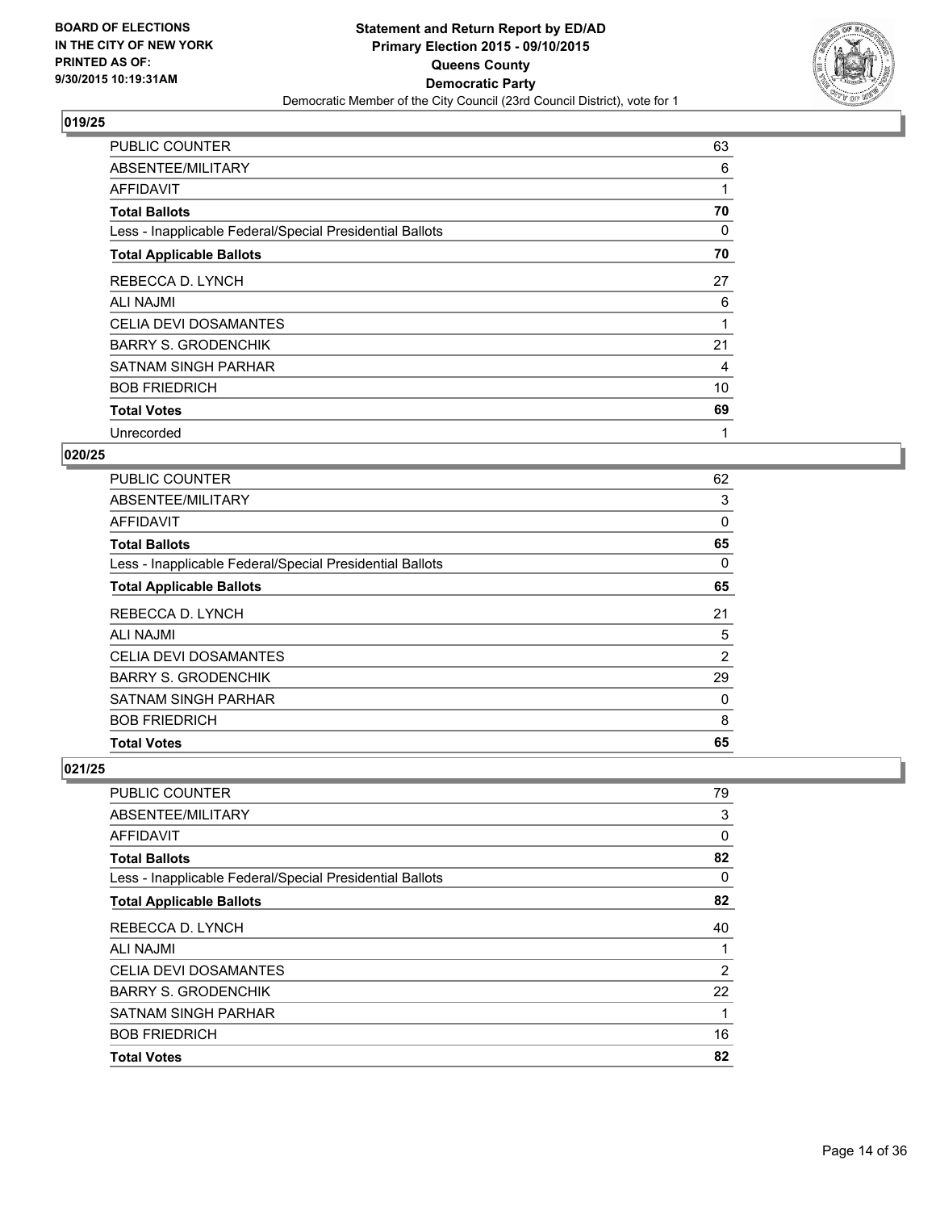**BOARD OF ELECTIONS IN THE CITY OF NEW YORK PRINTED AS OF: 9/30/2015 10:19:31AM**

**Statement and Return Report by ED/AD**
**Primary Election 2015 - 09/10/2015**
**Queens County**
**Democratic Party**
Democratic Member of the City Council (23rd Council District), vote for 1

### 019/25

| | |
|---|---|
| PUBLIC COUNTER | 63 |
| ABSENTEE/MILITARY | 6 |
| AFFIDAVIT | 1 |
| **Total Ballots** | **70** |
| Less - Inapplicable Federal/Special Presidential Ballots | 0 |
| **Total Applicable Ballots** | **70** |
| REBECCA D. LYNCH | 27 |
| ALI NAJMI | 6 |
| CELIA DEVI DOSAMANTES | 1 |
| BARRY S. GRODENCHIK | 21 |
| SATNAM SINGH PARHAR | 4 |
| BOB FRIEDRICH | 10 |
| **Total Votes** | **69** |
| Unrecorded | 1 |

### 020/25

| | |
|---|---|
| PUBLIC COUNTER | 62 |
| ABSENTEE/MILITARY | 3 |
| AFFIDAVIT | 0 |
| **Total Ballots** | **65** |
| Less - Inapplicable Federal/Special Presidential Ballots | 0 |
| **Total Applicable Ballots** | **65** |
| REBECCA D. LYNCH | 21 |
| ALI NAJMI | 5 |
| CELIA DEVI DOSAMANTES | 2 |
| BARRY S. GRODENCHIK | 29 |
| SATNAM SINGH PARHAR | 0 |
| BOB FRIEDRICH | 8 |
| **Total Votes** | **65** |

### 021/25

| | |
|---|---|
| PUBLIC COUNTER | 79 |
| ABSENTEE/MILITARY | 3 |
| AFFIDAVIT | 0 |
| **Total Ballots** | **82** |
| Less - Inapplicable Federal/Special Presidential Ballots | 0 |
| **Total Applicable Ballots** | **82** |
| REBECCA D. LYNCH | 40 |
| ALI NAJMI | 1 |
| CELIA DEVI DOSAMANTES | 2 |
| BARRY S. GRODENCHIK | 22 |
| SATNAM SINGH PARHAR | 1 |
| BOB FRIEDRICH | 16 |
| **Total Votes** | **82** |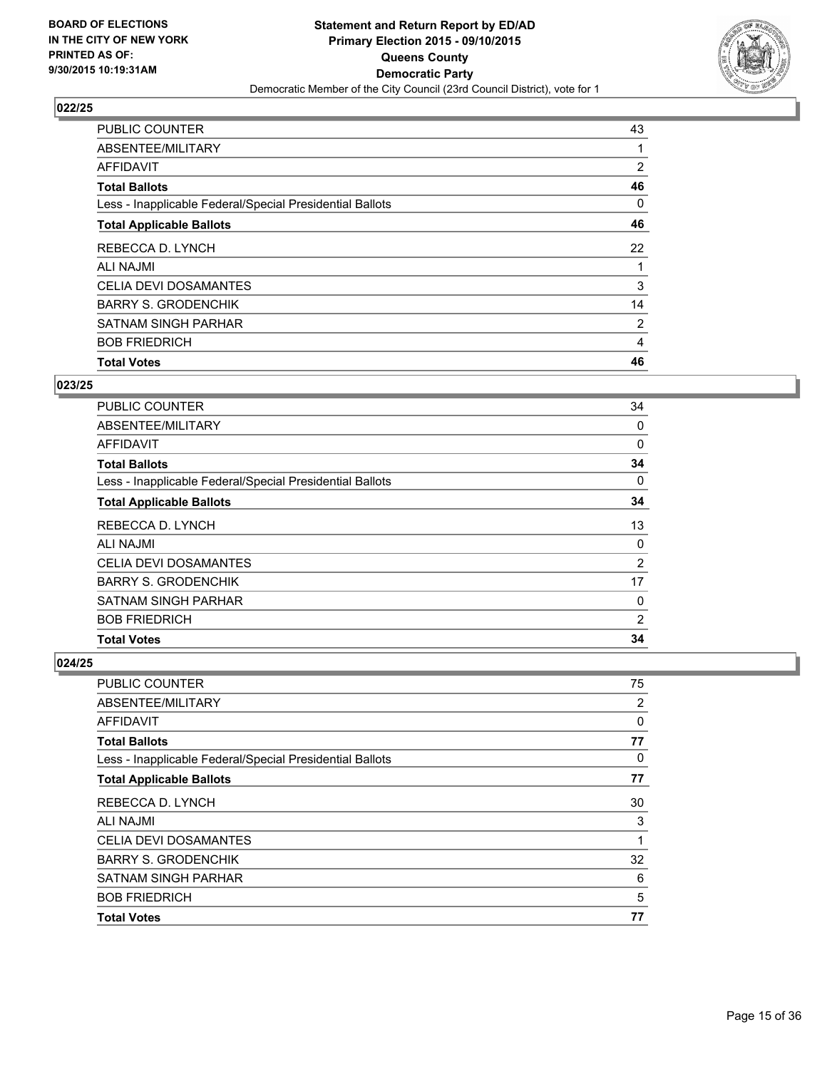### 022/25

| | |
|---|---|
| PUBLIC COUNTER | 43 |
| ABSENTEE/MILITARY | 1 |
| AFFIDAVIT | 2 |
| **Total Ballots** | **46** |
| Less - Inapplicable Federal/Special Presidential Ballots | 0 |
| **Total Applicable Ballots** | **46** |
| REBECCA D. LYNCH | 22 |
| ALI NAJMI | 1 |
| CELIA DEVI DOSAMANTES | 3 |
| BARRY S. GRODENCHIK | 14 |
| SATNAM SINGH PARHAR | 2 |
| BOB FRIEDRICH | 4 |
| **Total Votes** | **46** |

### 023/25

| | |
|---|---|
| PUBLIC COUNTER | 34 |
| ABSENTEE/MILITARY | 0 |
| AFFIDAVIT | 0 |
| **Total Ballots** | **34** |
| Less - Inapplicable Federal/Special Presidential Ballots | 0 |
| **Total Applicable Ballots** | **34** |
| REBECCA D. LYNCH | 13 |
| ALI NAJMI | 0 |
| CELIA DEVI DOSAMANTES | 2 |
| BARRY S. GRODENCHIK | 17 |
| SATNAM SINGH PARHAR | 0 |
| BOB FRIEDRICH | 2 |
| **Total Votes** | **34** |

### 024/25

| | |
|---|---|
| PUBLIC COUNTER | 75 |
| ABSENTEE/MILITARY | 2 |
| AFFIDAVIT | 0 |
| **Total Ballots** | **77** |
| Less - Inapplicable Federal/Special Presidential Ballots | 0 |
| **Total Applicable Ballots** | **77** |
| REBECCA D. LYNCH | 30 |
| ALI NAJMI | 3 |
| CELIA DEVI DOSAMANTES | 1 |
| BARRY S. GRODENCHIK | 32 |
| SATNAM SINGH PARHAR | 6 |
| BOB FRIEDRICH | 5 |
| **Total Votes** | **77** |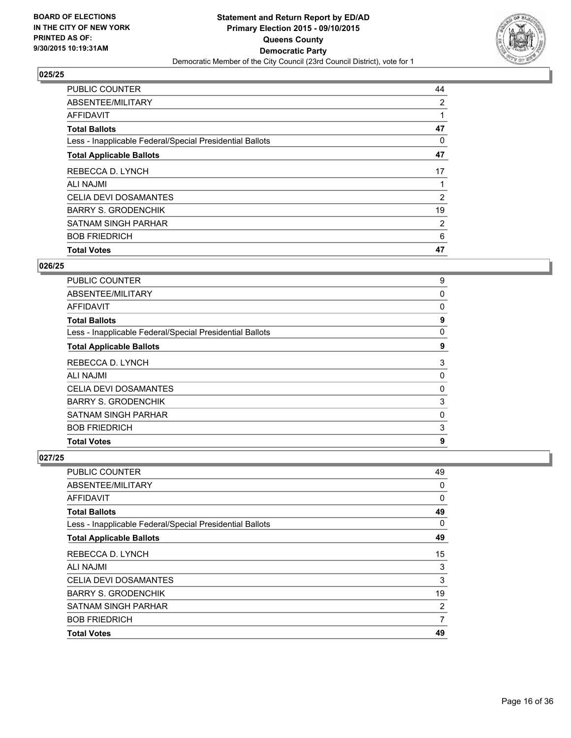**BOARD OF ELECTIONS**
**IN THE CITY OF NEW YORK**
**PRINTED AS OF:**
**9/30/2015 10:19:31AM**

**Statement and Return Report by ED/AD**
**Primary Election 2015 - 09/10/2015**
**Queens County**
**Democratic Party**
Democratic Member of the City Council (23rd Council District), vote for 1

### 025/25

| | |
|---|---|
| PUBLIC COUNTER | 44 |
| ABSENTEE/MILITARY | 2 |
| AFFIDAVIT | 1 |
| **Total Ballots** | **47** |
| Less - Inapplicable Federal/Special Presidential Ballots | 0 |
| **Total Applicable Ballots** | **47** |
| REBECCA D. LYNCH | 17 |
| ALI NAJMI | 1 |
| CELIA DEVI DOSAMANTES | 2 |
| BARRY S. GRODENCHIK | 19 |
| SATNAM SINGH PARHAR | 2 |
| BOB FRIEDRICH | 6 |
| **Total Votes** | **47** |

### 026/25

| | |
|---|---|
| PUBLIC COUNTER | 9 |
| ABSENTEE/MILITARY | 0 |
| AFFIDAVIT | 0 |
| **Total Ballots** | **9** |
| Less - Inapplicable Federal/Special Presidential Ballots | 0 |
| **Total Applicable Ballots** | **9** |
| REBECCA D. LYNCH | 3 |
| ALI NAJMI | 0 |
| CELIA DEVI DOSAMANTES | 0 |
| BARRY S. GRODENCHIK | 3 |
| SATNAM SINGH PARHAR | 0 |
| BOB FRIEDRICH | 3 |
| **Total Votes** | **9** |

### 027/25

| | |
|---|---|
| PUBLIC COUNTER | 49 |
| ABSENTEE/MILITARY | 0 |
| AFFIDAVIT | 0 |
| **Total Ballots** | **49** |
| Less - Inapplicable Federal/Special Presidential Ballots | 0 |
| **Total Applicable Ballots** | **49** |
| REBECCA D. LYNCH | 15 |
| ALI NAJMI | 3 |
| CELIA DEVI DOSAMANTES | 3 |
| BARRY S. GRODENCHIK | 19 |
| SATNAM SINGH PARHAR | 2 |
| BOB FRIEDRICH | 7 |
| **Total Votes** | **49** |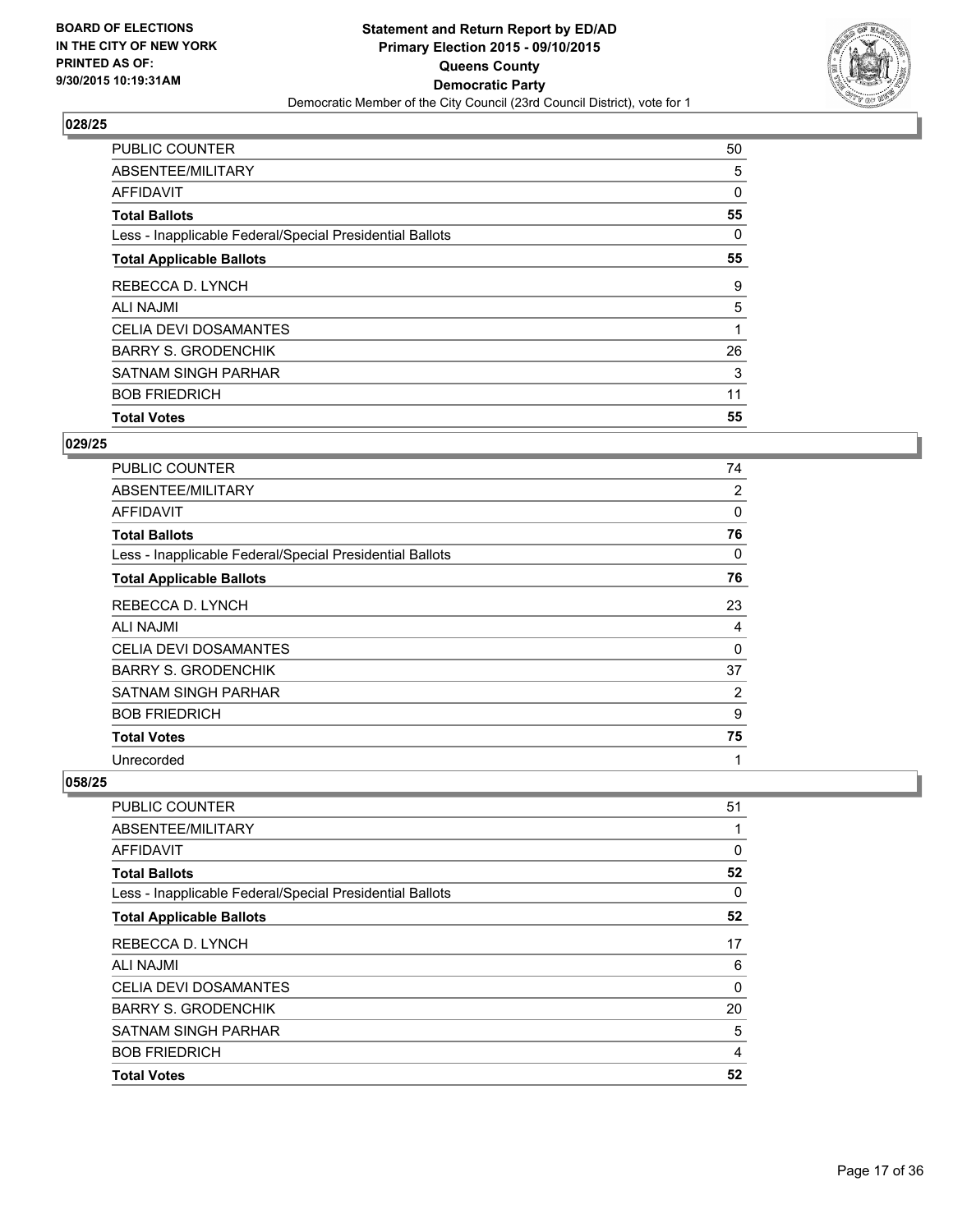BOARD OF ELECTIONS
IN THE CITY OF NEW YORK
PRINTED AS OF:
9/30/2015 10:19:31AM

**Statement and Return Report by ED/AD**
**Primary Election 2015 - 09/10/2015**
**Queens County**
**Democratic Party**
Democratic Member of the City Council (23rd Council District), vote for 1

### 028/25

| | |
|---|---|
| PUBLIC COUNTER | 50 |
| ABSENTEE/MILITARY | 5 |
| AFFIDAVIT | 0 |
| **Total Ballots** | **55** |
| Less - Inapplicable Federal/Special Presidential Ballots | 0 |
| **Total Applicable Ballots** | **55** |
| REBECCA D. LYNCH | 9 |
| ALI NAJMI | 5 |
| CELIA DEVI DOSAMANTES | 1 |
| BARRY S. GRODENCHIK | 26 |
| SATNAM SINGH PARHAR | 3 |
| BOB FRIEDRICH | 11 |
| **Total Votes** | **55** |

### 029/25

| | |
|---|---|
| PUBLIC COUNTER | 74 |
| ABSENTEE/MILITARY | 2 |
| AFFIDAVIT | 0 |
| **Total Ballots** | **76** |
| Less - Inapplicable Federal/Special Presidential Ballots | 0 |
| **Total Applicable Ballots** | **76** |
| REBECCA D. LYNCH | 23 |
| ALI NAJMI | 4 |
| CELIA DEVI DOSAMANTES | 0 |
| BARRY S. GRODENCHIK | 37 |
| SATNAM SINGH PARHAR | 2 |
| BOB FRIEDRICH | 9 |
| **Total Votes** | **75** |
| Unrecorded | 1 |

### 058/25

| | |
|---|---|
| PUBLIC COUNTER | 51 |
| ABSENTEE/MILITARY | 1 |
| AFFIDAVIT | 0 |
| **Total Ballots** | **52** |
| Less - Inapplicable Federal/Special Presidential Ballots | 0 |
| **Total Applicable Ballots** | **52** |
| REBECCA D. LYNCH | 17 |
| ALI NAJMI | 6 |
| CELIA DEVI DOSAMANTES | 0 |
| BARRY S. GRODENCHIK | 20 |
| SATNAM SINGH PARHAR | 5 |
| BOB FRIEDRICH | 4 |
| **Total Votes** | **52** |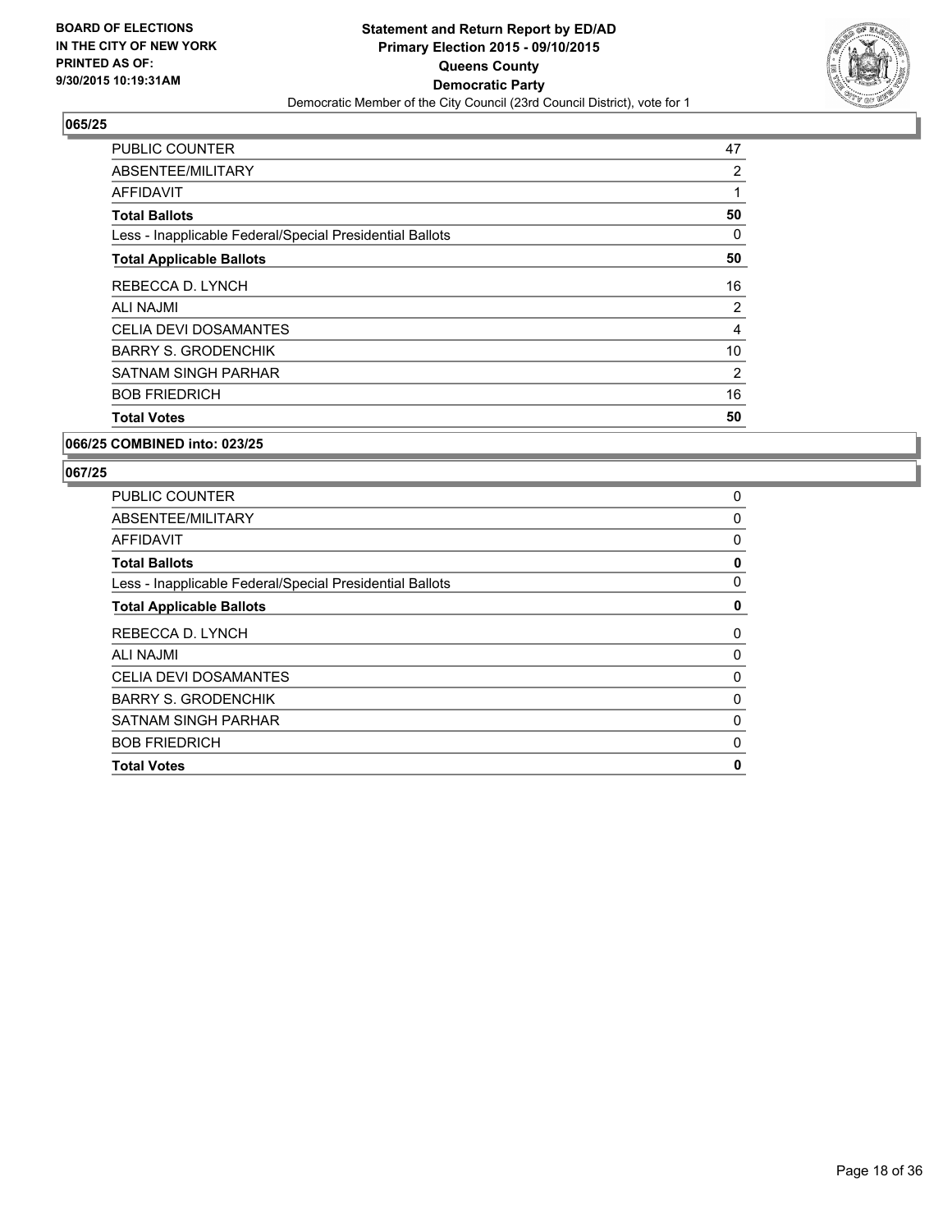BOARD OF ELECTIONS
IN THE CITY OF NEW YORK
PRINTED AS OF:
9/30/2015 10:19:31AM

**Statement and Return Report by ED/AD**
**Primary Election 2015 - 09/10/2015**
**Queens County**
**Democratic Party**
Democratic Member of the City Council (23rd Council District), vote for 1

## 065/25

| | |
|---|---|
| PUBLIC COUNTER | 47 |
| ABSENTEE/MILITARY | 2 |
| AFFIDAVIT | 1 |
| **Total Ballots** | **50** |
| Less - Inapplicable Federal/Special Presidential Ballots | 0 |
| **Total Applicable Ballots** | **50** |
| REBECCA D. LYNCH | 16 |
| ALI NAJMI | 2 |
| CELIA DEVI DOSAMANTES | 4 |
| BARRY S. GRODENCHIK | 10 |
| SATNAM SINGH PARHAR | 2 |
| BOB FRIEDRICH | 16 |
| **Total Votes** | **50** |

## 066/25 COMBINED into: 023/25

## 067/25

| | |
|---|---|
| PUBLIC COUNTER | 0 |
| ABSENTEE/MILITARY | 0 |
| AFFIDAVIT | 0 |
| **Total Ballots** | **0** |
| Less - Inapplicable Federal/Special Presidential Ballots | 0 |
| **Total Applicable Ballots** | **0** |
| REBECCA D. LYNCH | 0 |
| ALI NAJMI | 0 |
| CELIA DEVI DOSAMANTES | 0 |
| BARRY S. GRODENCHIK | 0 |
| SATNAM SINGH PARHAR | 0 |
| BOB FRIEDRICH | 0 |
| **Total Votes** | **0** |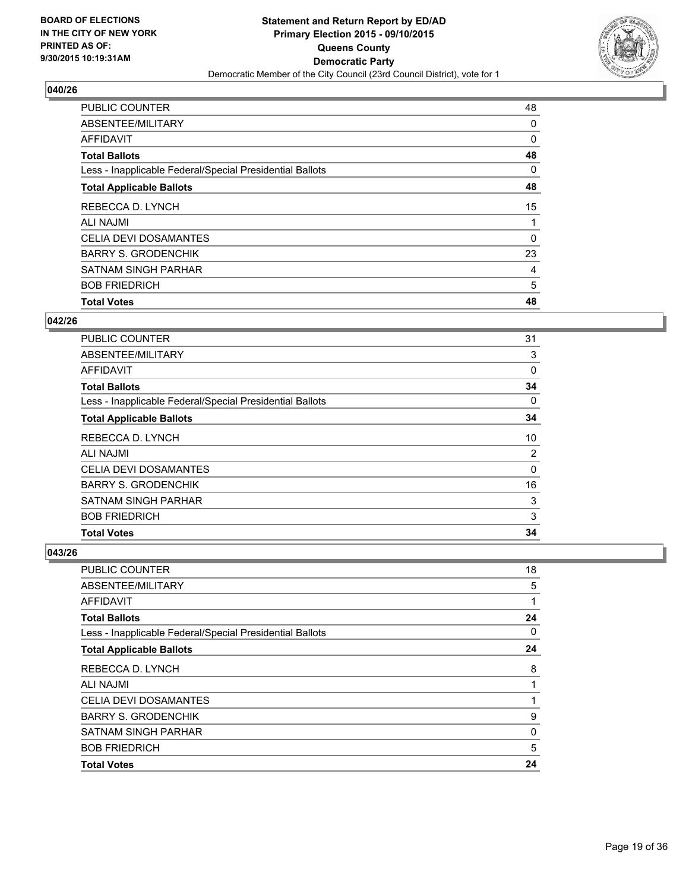**BOARD OF ELECTIONS IN THE CITY OF NEW YORK PRINTED AS OF: 9/30/2015 10:19:31AM**

**Statement and Return Report by ED/AD Primary Election 2015 - 09/10/2015 Queens County Democratic Party**

Democratic Member of the City Council (23rd Council District), vote for 1

## 040/26

| | |
|---|---|
| PUBLIC COUNTER | 48 |
| ABSENTEE/MILITARY | 0 |
| AFFIDAVIT | 0 |
| **Total Ballots** | **48** |
| Less - Inapplicable Federal/Special Presidential Ballots | 0 |
| **Total Applicable Ballots** | **48** |
| REBECCA D. LYNCH | 15 |
| ALI NAJMI | 1 |
| CELIA DEVI DOSAMANTES | 0 |
| BARRY S. GRODENCHIK | 23 |
| SATNAM SINGH PARHAR | 4 |
| BOB FRIEDRICH | 5 |
| **Total Votes** | **48** |

## 042/26

| | |
|---|---|
| PUBLIC COUNTER | 31 |
| ABSENTEE/MILITARY | 3 |
| AFFIDAVIT | 0 |
| **Total Ballots** | **34** |
| Less - Inapplicable Federal/Special Presidential Ballots | 0 |
| **Total Applicable Ballots** | **34** |
| REBECCA D. LYNCH | 10 |
| ALI NAJMI | 2 |
| CELIA DEVI DOSAMANTES | 0 |
| BARRY S. GRODENCHIK | 16 |
| SATNAM SINGH PARHAR | 3 |
| BOB FRIEDRICH | 3 |
| **Total Votes** | **34** |

## 043/26

| | |
|---|---|
| PUBLIC COUNTER | 18 |
| ABSENTEE/MILITARY | 5 |
| AFFIDAVIT | 1 |
| **Total Ballots** | **24** |
| Less - Inapplicable Federal/Special Presidential Ballots | 0 |
| **Total Applicable Ballots** | **24** |
| REBECCA D. LYNCH | 8 |
| ALI NAJMI | 1 |
| CELIA DEVI DOSAMANTES | 1 |
| BARRY S. GRODENCHIK | 9 |
| SATNAM SINGH PARHAR | 0 |
| BOB FRIEDRICH | 5 |
| **Total Votes** | **24** |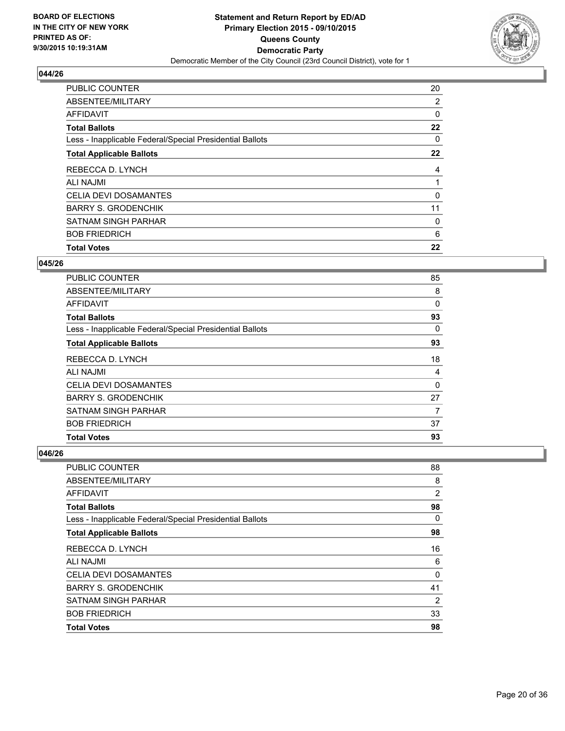**BOARD OF ELECTIONS IN THE CITY OF NEW YORK PRINTED AS OF: 9/30/2015 10:19:31AM**

**Statement and Return Report by ED/AD Primary Election 2015 - 09/10/2015 Queens County Democratic Party**

Democratic Member of the City Council (23rd Council District), vote for 1

## 044/26

| | |
|---|---|
| PUBLIC COUNTER | 20 |
| ABSENTEE/MILITARY | 2 |
| AFFIDAVIT | 0 |
| **Total Ballots** | **22** |
| Less - Inapplicable Federal/Special Presidential Ballots | 0 |
| **Total Applicable Ballots** | **22** |
| REBECCA D. LYNCH | 4 |
| ALI NAJMI | 1 |
| CELIA DEVI DOSAMANTES | 0 |
| BARRY S. GRODENCHIK | 11 |
| SATNAM SINGH PARHAR | 0 |
| BOB FRIEDRICH | 6 |
| **Total Votes** | **22** |

## 045/26

| | |
|---|---|
| PUBLIC COUNTER | 85 |
| ABSENTEE/MILITARY | 8 |
| AFFIDAVIT | 0 |
| **Total Ballots** | **93** |
| Less - Inapplicable Federal/Special Presidential Ballots | 0 |
| **Total Applicable Ballots** | **93** |
| REBECCA D. LYNCH | 18 |
| ALI NAJMI | 4 |
| CELIA DEVI DOSAMANTES | 0 |
| BARRY S. GRODENCHIK | 27 |
| SATNAM SINGH PARHAR | 7 |
| BOB FRIEDRICH | 37 |
| **Total Votes** | **93** |

## 046/26

| | |
|---|---|
| PUBLIC COUNTER | 88 |
| ABSENTEE/MILITARY | 8 |
| AFFIDAVIT | 2 |
| **Total Ballots** | **98** |
| Less - Inapplicable Federal/Special Presidential Ballots | 0 |
| **Total Applicable Ballots** | **98** |
| REBECCA D. LYNCH | 16 |
| ALI NAJMI | 6 |
| CELIA DEVI DOSAMANTES | 0 |
| BARRY S. GRODENCHIK | 41 |
| SATNAM SINGH PARHAR | 2 |
| BOB FRIEDRICH | 33 |
| **Total Votes** | **98** |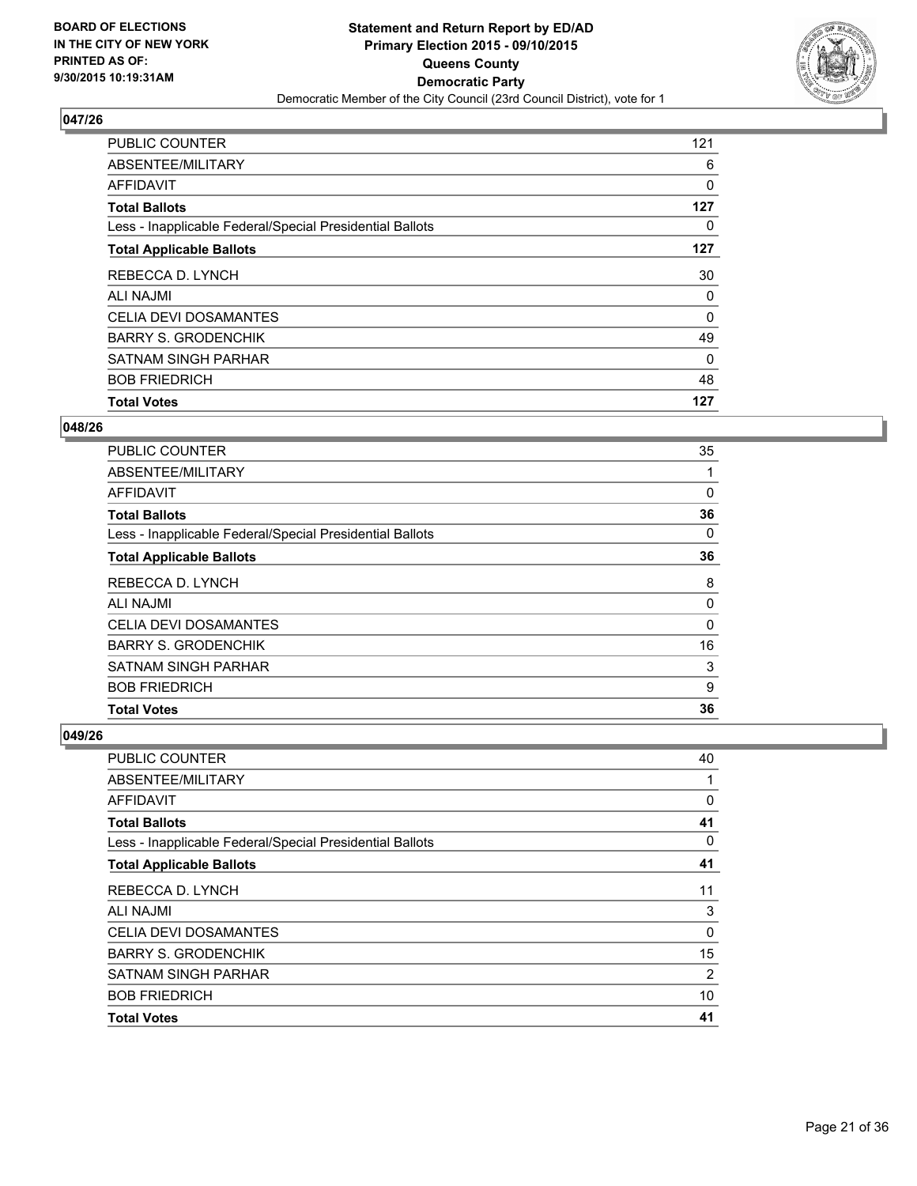BOARD OF ELECTIONS
IN THE CITY OF NEW YORK
PRINTED AS OF:
9/30/2015 10:19:31AM

**Statement and Return Report by ED/AD**
**Primary Election 2015 - 09/10/2015**
**Queens County**
**Democratic Party**
Democratic Member of the City Council (23rd Council District), vote for 1

## 047/26

| | |
|---|---|
| PUBLIC COUNTER | 121 |
| ABSENTEE/MILITARY | 6 |
| AFFIDAVIT | 0 |
| **Total Ballots** | **127** |
| Less - Inapplicable Federal/Special Presidential Ballots | 0 |
| **Total Applicable Ballots** | **127** |
| REBECCA D. LYNCH | 30 |
| ALI NAJMI | 0 |
| CELIA DEVI DOSAMANTES | 0 |
| BARRY S. GRODENCHIK | 49 |
| SATNAM SINGH PARHAR | 0 |
| BOB FRIEDRICH | 48 |
| **Total Votes** | **127** |

## 048/26

| | |
|---|---|
| PUBLIC COUNTER | 35 |
| ABSENTEE/MILITARY | 1 |
| AFFIDAVIT | 0 |
| **Total Ballots** | **36** |
| Less - Inapplicable Federal/Special Presidential Ballots | 0 |
| **Total Applicable Ballots** | **36** |
| REBECCA D. LYNCH | 8 |
| ALI NAJMI | 0 |
| CELIA DEVI DOSAMANTES | 0 |
| BARRY S. GRODENCHIK | 16 |
| SATNAM SINGH PARHAR | 3 |
| BOB FRIEDRICH | 9 |
| **Total Votes** | **36** |

## 049/26

| | |
|---|---|
| PUBLIC COUNTER | 40 |
| ABSENTEE/MILITARY | 1 |
| AFFIDAVIT | 0 |
| **Total Ballots** | **41** |
| Less - Inapplicable Federal/Special Presidential Ballots | 0 |
| **Total Applicable Ballots** | **41** |
| REBECCA D. LYNCH | 11 |
| ALI NAJMI | 3 |
| CELIA DEVI DOSAMANTES | 0 |
| BARRY S. GRODENCHIK | 15 |
| SATNAM SINGH PARHAR | 2 |
| BOB FRIEDRICH | 10 |
| **Total Votes** | **41** |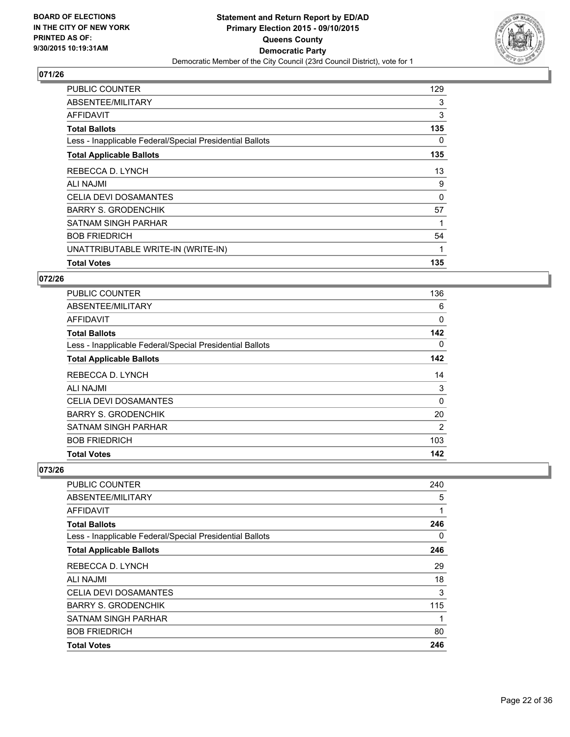BOARD OF ELECTIONS
IN THE CITY OF NEW YORK
PRINTED AS OF:
9/30/2015 10:19:31AM

**Statement and Return Report by ED/AD**
**Primary Election 2015 - 09/10/2015**
**Queens County**
**Democratic Party**
Democratic Member of the City Council (23rd Council District), vote for 1

## 071/26

| | |
|---|---|
| PUBLIC COUNTER | 129 |
| ABSENTEE/MILITARY | 3 |
| AFFIDAVIT | 3 |
| **Total Ballots** | **135** |
| Less - Inapplicable Federal/Special Presidential Ballots | 0 |
| **Total Applicable Ballots** | **135** |
| REBECCA D. LYNCH | 13 |
| ALI NAJMI | 9 |
| CELIA DEVI DOSAMANTES | 0 |
| BARRY S. GRODENCHIK | 57 |
| SATNAM SINGH PARHAR | 1 |
| BOB FRIEDRICH | 54 |
| UNATTRIBUTABLE WRITE-IN (WRITE-IN) | 1 |
| **Total Votes** | **135** |

## 072/26

| | |
|---|---|
| PUBLIC COUNTER | 136 |
| ABSENTEE/MILITARY | 6 |
| AFFIDAVIT | 0 |
| **Total Ballots** | **142** |
| Less - Inapplicable Federal/Special Presidential Ballots | 0 |
| **Total Applicable Ballots** | **142** |
| REBECCA D. LYNCH | 14 |
| ALI NAJMI | 3 |
| CELIA DEVI DOSAMANTES | 0 |
| BARRY S. GRODENCHIK | 20 |
| SATNAM SINGH PARHAR | 2 |
| BOB FRIEDRICH | 103 |
| **Total Votes** | **142** |

## 073/26

| | |
|---|---|
| PUBLIC COUNTER | 240 |
| ABSENTEE/MILITARY | 5 |
| AFFIDAVIT | 1 |
| **Total Ballots** | **246** |
| Less - Inapplicable Federal/Special Presidential Ballots | 0 |
| **Total Applicable Ballots** | **246** |
| REBECCA D. LYNCH | 29 |
| ALI NAJMI | 18 |
| CELIA DEVI DOSAMANTES | 3 |
| BARRY S. GRODENCHIK | 115 |
| SATNAM SINGH PARHAR | 1 |
| BOB FRIEDRICH | 80 |
| **Total Votes** | **246** |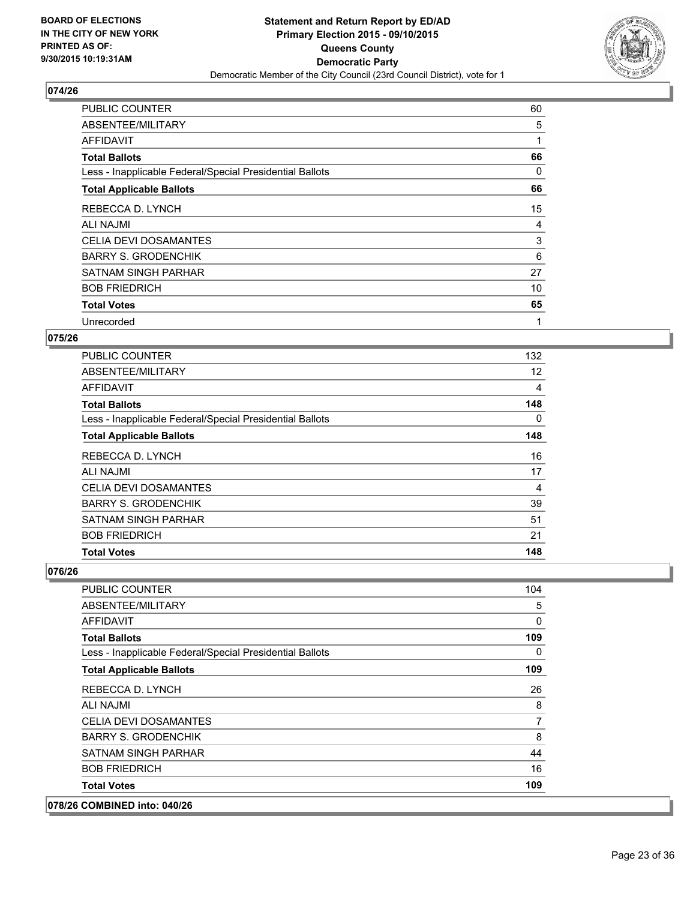## 074/26

| | |
|---|---|
| PUBLIC COUNTER | 60 |
| ABSENTEE/MILITARY | 5 |
| AFFIDAVIT | 1 |
| **Total Ballots** | **66** |
| Less - Inapplicable Federal/Special Presidential Ballots | 0 |
| **Total Applicable Ballots** | **66** |
| REBECCA D. LYNCH | 15 |
| ALI NAJMI | 4 |
| CELIA DEVI DOSAMANTES | 3 |
| BARRY S. GRODENCHIK | 6 |
| SATNAM SINGH PARHAR | 27 |
| BOB FRIEDRICH | 10 |
| **Total Votes** | **65** |
| Unrecorded | 1 |

## 075/26

| | |
|---|---|
| PUBLIC COUNTER | 132 |
| ABSENTEE/MILITARY | 12 |
| AFFIDAVIT | 4 |
| **Total Ballots** | **148** |
| Less - Inapplicable Federal/Special Presidential Ballots | 0 |
| **Total Applicable Ballots** | **148** |
| REBECCA D. LYNCH | 16 |
| ALI NAJMI | 17 |
| CELIA DEVI DOSAMANTES | 4 |
| BARRY S. GRODENCHIK | 39 |
| SATNAM SINGH PARHAR | 51 |
| BOB FRIEDRICH | 21 |
| **Total Votes** | **148** |

## 076/26

| | |
|---|---|
| PUBLIC COUNTER | 104 |
| ABSENTEE/MILITARY | 5 |
| AFFIDAVIT | 0 |
| **Total Ballots** | **109** |
| Less - Inapplicable Federal/Special Presidential Ballots | 0 |
| **Total Applicable Ballots** | **109** |
| REBECCA D. LYNCH | 26 |
| ALI NAJMI | 8 |
| CELIA DEVI DOSAMANTES | 7 |
| BARRY S. GRODENCHIK | 8 |
| SATNAM SINGH PARHAR | 44 |
| BOB FRIEDRICH | 16 |
| **Total Votes** | **109** |

## 078/26 COMBINED into: 040/26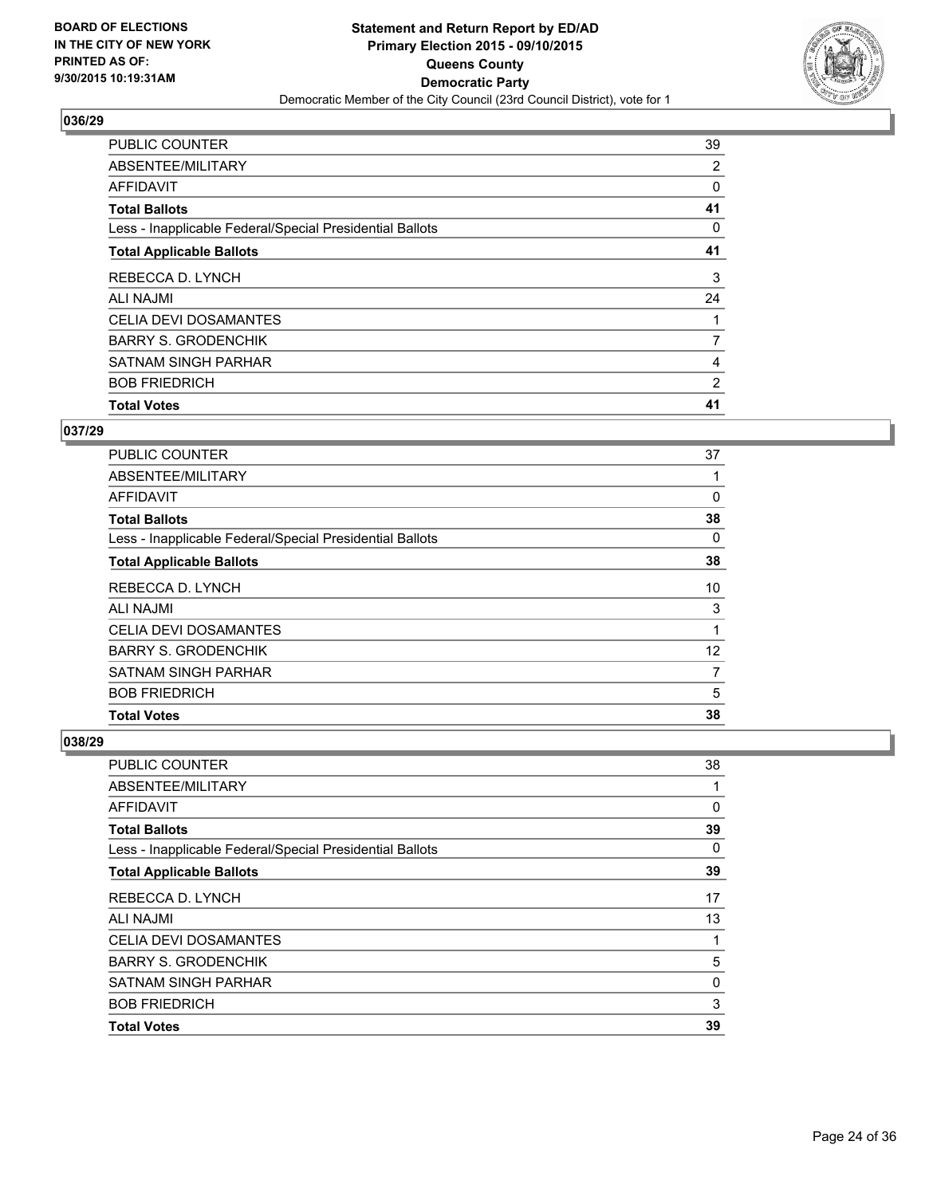BOARD OF ELECTIONS
IN THE CITY OF NEW YORK
PRINTED AS OF:
9/30/2015 10:19:31AM

**Statement and Return Report by ED/AD**
**Primary Election 2015 - 09/10/2015**
**Queens County**
**Democratic Party**
Democratic Member of the City Council (23rd Council District), vote for 1

## 036/29

| | |
|---|---|
| PUBLIC COUNTER | 39 |
| ABSENTEE/MILITARY | 2 |
| AFFIDAVIT | 0 |
| **Total Ballots** | **41** |
| Less - Inapplicable Federal/Special Presidential Ballots | 0 |
| **Total Applicable Ballots** | **41** |
| REBECCA D. LYNCH | 3 |
| ALI NAJMI | 24 |
| CELIA DEVI DOSAMANTES | 1 |
| BARRY S. GRODENCHIK | 7 |
| SATNAM SINGH PARHAR | 4 |
| BOB FRIEDRICH | 2 |
| **Total Votes** | **41** |

## 037/29

| | |
|---|---|
| PUBLIC COUNTER | 37 |
| ABSENTEE/MILITARY | 1 |
| AFFIDAVIT | 0 |
| **Total Ballots** | **38** |
| Less - Inapplicable Federal/Special Presidential Ballots | 0 |
| **Total Applicable Ballots** | **38** |
| REBECCA D. LYNCH | 10 |
| ALI NAJMI | 3 |
| CELIA DEVI DOSAMANTES | 1 |
| BARRY S. GRODENCHIK | 12 |
| SATNAM SINGH PARHAR | 7 |
| BOB FRIEDRICH | 5 |
| **Total Votes** | **38** |

## 038/29

| | |
|---|---|
| PUBLIC COUNTER | 38 |
| ABSENTEE/MILITARY | 1 |
| AFFIDAVIT | 0 |
| **Total Ballots** | **39** |
| Less - Inapplicable Federal/Special Presidential Ballots | 0 |
| **Total Applicable Ballots** | **39** |
| REBECCA D. LYNCH | 17 |
| ALI NAJMI | 13 |
| CELIA DEVI DOSAMANTES | 1 |
| BARRY S. GRODENCHIK | 5 |
| SATNAM SINGH PARHAR | 0 |
| BOB FRIEDRICH | 3 |
| **Total Votes** | **39** |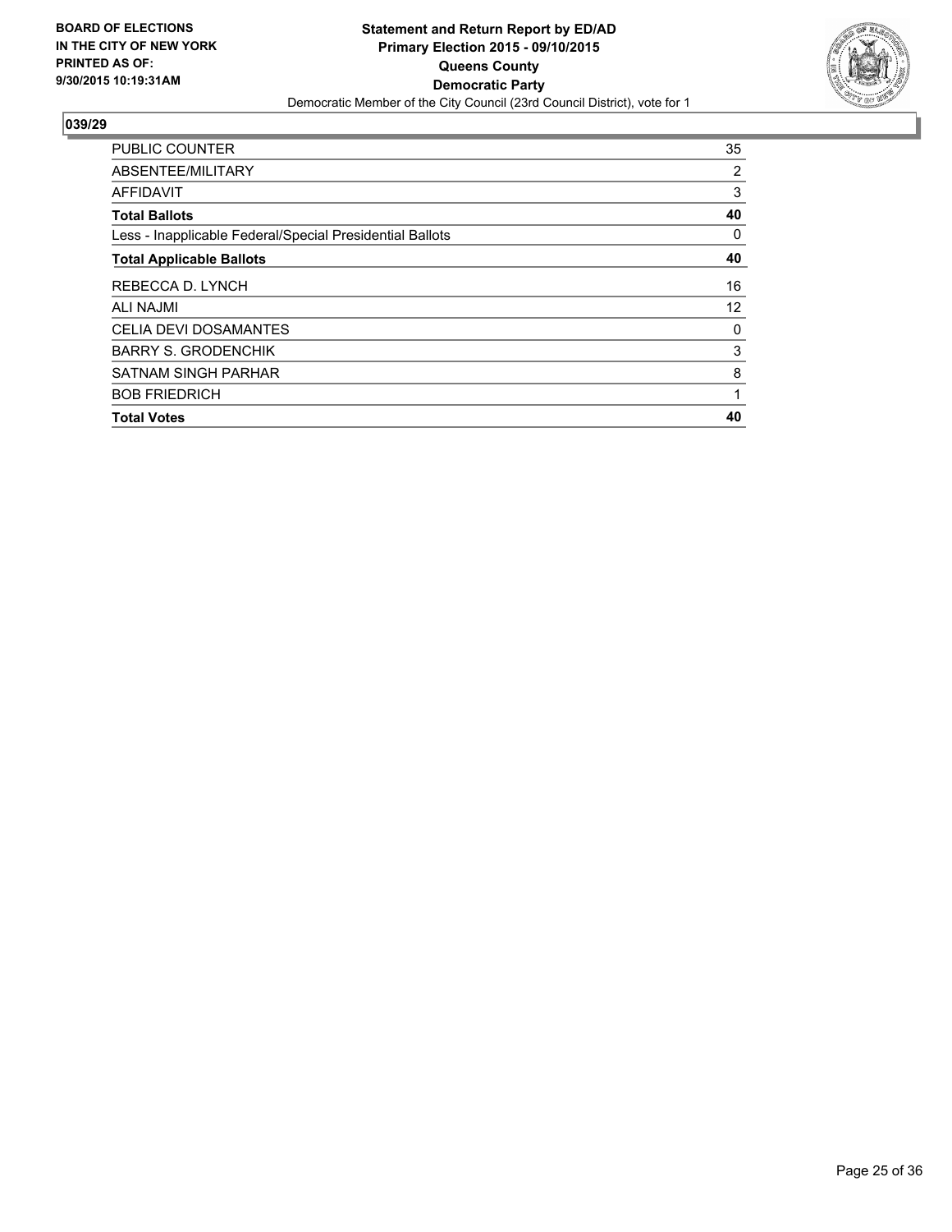**BOARD OF ELECTIONS IN THE CITY OF NEW YORK PRINTED AS OF: 9/30/2015 10:19:31AM**

**Statement and Return Report by ED/AD**
**Primary Election 2015 - 09/10/2015**
**Queens County**
**Democratic Party**
Democratic Member of the City Council (23rd Council District), vote for 1

## 039/29

| | |
|---|---|
| PUBLIC COUNTER | 35 |
| ABSENTEE/MILITARY | 2 |
| AFFIDAVIT | 3 |
| **Total Ballots** | **40** |
| Less - Inapplicable Federal/Special Presidential Ballots | 0 |
| **Total Applicable Ballots** | **40** |
| REBECCA D. LYNCH | 16 |
| ALI NAJMI | 12 |
| CELIA DEVI DOSAMANTES | 0 |
| BARRY S. GRODENCHIK | 3 |
| SATNAM SINGH PARHAR | 8 |
| BOB FRIEDRICH | 1 |
| **Total Votes** | **40** |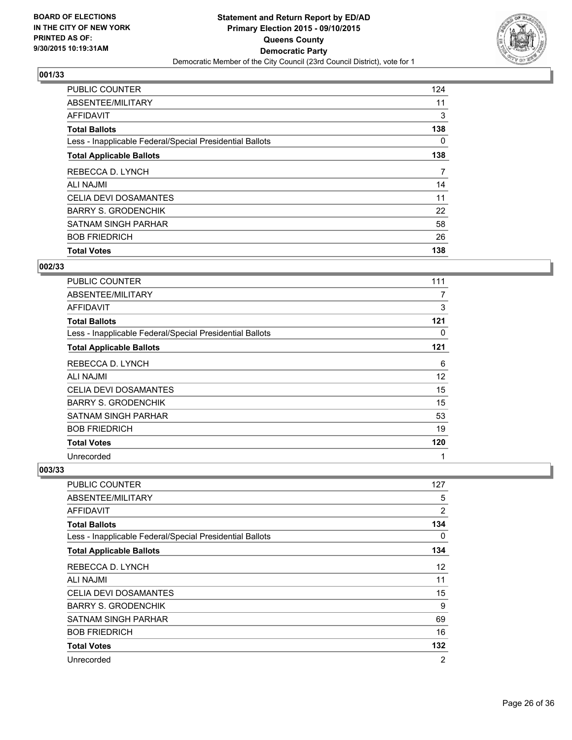BOARD OF ELECTIONS
IN THE CITY OF NEW YORK
PRINTED AS OF:
9/30/2015 10:19:31AM

**Statement and Return Report by ED/AD**
**Primary Election 2015 - 09/10/2015**
**Queens County**
**Democratic Party**
Democratic Member of the City Council (23rd Council District), vote for 1

### 001/33

| | |
|---|---|
| PUBLIC COUNTER | 124 |
| ABSENTEE/MILITARY | 11 |
| AFFIDAVIT | 3 |
| **Total Ballots** | **138** |
| Less - Inapplicable Federal/Special Presidential Ballots | 0 |
| **Total Applicable Ballots** | **138** |
| REBECCA D. LYNCH | 7 |
| ALI NAJMI | 14 |
| CELIA DEVI DOSAMANTES | 11 |
| BARRY S. GRODENCHIK | 22 |
| SATNAM SINGH PARHAR | 58 |
| BOB FRIEDRICH | 26 |
| **Total Votes** | **138** |

### 002/33

| | |
|---|---|
| PUBLIC COUNTER | 111 |
| ABSENTEE/MILITARY | 7 |
| AFFIDAVIT | 3 |
| **Total Ballots** | **121** |
| Less - Inapplicable Federal/Special Presidential Ballots | 0 |
| **Total Applicable Ballots** | **121** |
| REBECCA D. LYNCH | 6 |
| ALI NAJMI | 12 |
| CELIA DEVI DOSAMANTES | 15 |
| BARRY S. GRODENCHIK | 15 |
| SATNAM SINGH PARHAR | 53 |
| BOB FRIEDRICH | 19 |
| **Total Votes** | **120** |
| Unrecorded | 1 |

### 003/33

| | |
|---|---|
| PUBLIC COUNTER | 127 |
| ABSENTEE/MILITARY | 5 |
| AFFIDAVIT | 2 |
| **Total Ballots** | **134** |
| Less - Inapplicable Federal/Special Presidential Ballots | 0 |
| **Total Applicable Ballots** | **134** |
| REBECCA D. LYNCH | 12 |
| ALI NAJMI | 11 |
| CELIA DEVI DOSAMANTES | 15 |
| BARRY S. GRODENCHIK | 9 |
| SATNAM SINGH PARHAR | 69 |
| BOB FRIEDRICH | 16 |
| **Total Votes** | **132** |
| Unrecorded | 2 |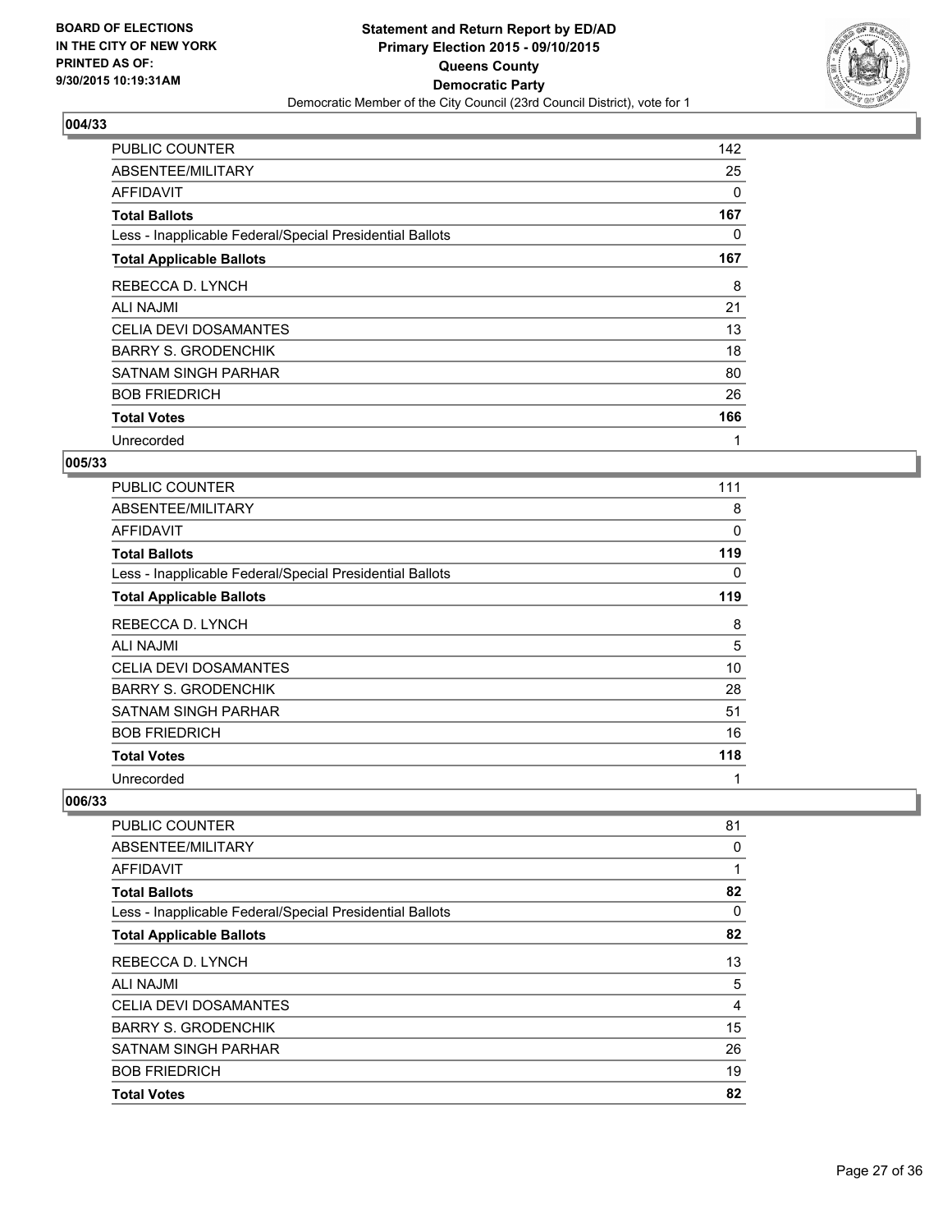## 004/33

| | |
|---|---|
| PUBLIC COUNTER | 142 |
| ABSENTEE/MILITARY | 25 |
| AFFIDAVIT | 0 |
| **Total Ballots** | **167** |
| Less - Inapplicable Federal/Special Presidential Ballots | 0 |
| **Total Applicable Ballots** | **167** |
| REBECCA D. LYNCH | 8 |
| ALI NAJMI | 21 |
| CELIA DEVI DOSAMANTES | 13 |
| BARRY S. GRODENCHIK | 18 |
| SATNAM SINGH PARHAR | 80 |
| BOB FRIEDRICH | 26 |
| **Total Votes** | **166** |
| Unrecorded | 1 |

## 005/33

| | |
|---|---|
| PUBLIC COUNTER | 111 |
| ABSENTEE/MILITARY | 8 |
| AFFIDAVIT | 0 |
| **Total Ballots** | **119** |
| Less - Inapplicable Federal/Special Presidential Ballots | 0 |
| **Total Applicable Ballots** | **119** |
| REBECCA D. LYNCH | 8 |
| ALI NAJMI | 5 |
| CELIA DEVI DOSAMANTES | 10 |
| BARRY S. GRODENCHIK | 28 |
| SATNAM SINGH PARHAR | 51 |
| BOB FRIEDRICH | 16 |
| **Total Votes** | **118** |
| Unrecorded | 1 |

## 006/33

| | |
|---|---|
| PUBLIC COUNTER | 81 |
| ABSENTEE/MILITARY | 0 |
| AFFIDAVIT | 1 |
| **Total Ballots** | **82** |
| Less - Inapplicable Federal/Special Presidential Ballots | 0 |
| **Total Applicable Ballots** | **82** |
| REBECCA D. LYNCH | 13 |
| ALI NAJMI | 5 |
| CELIA DEVI DOSAMANTES | 4 |
| BARRY S. GRODENCHIK | 15 |
| SATNAM SINGH PARHAR | 26 |
| BOB FRIEDRICH | 19 |
| **Total Votes** | **82** |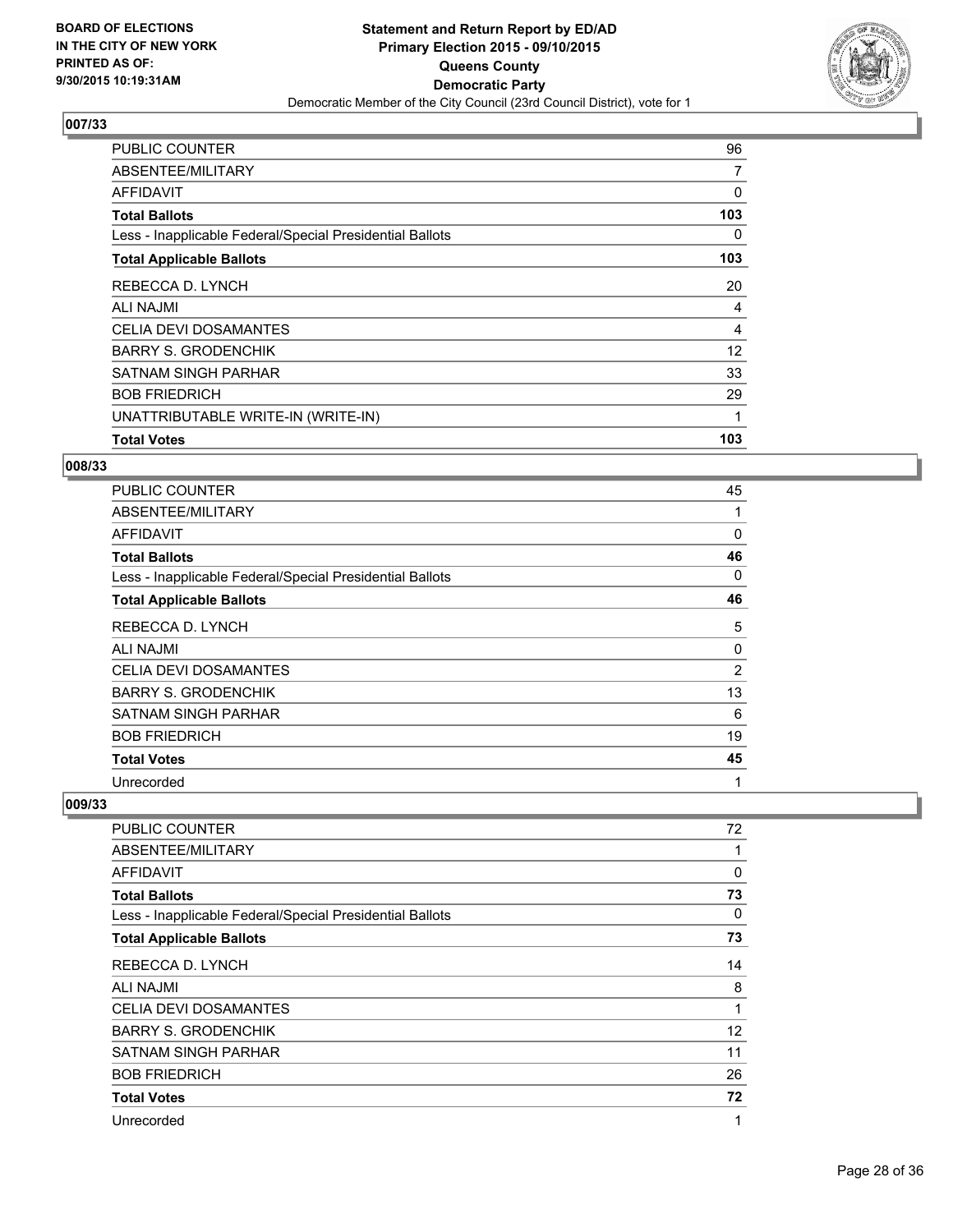**Statement and Return Report by ED/AD**
**Primary Election 2015 - 09/10/2015**
**Queens County**
**Democratic Party**
Democratic Member of the City Council (23rd Council District), vote for 1

BOARD OF ELECTIONS IN THE CITY OF NEW YORK PRINTED AS OF: 9/30/2015 10:19:31AM

### 007/33

| | |
|---|---|
| PUBLIC COUNTER | 96 |
| ABSENTEE/MILITARY | 7 |
| AFFIDAVIT | 0 |
| **Total Ballots** | **103** |
| Less - Inapplicable Federal/Special Presidential Ballots | 0 |
| **Total Applicable Ballots** | **103** |
| REBECCA D. LYNCH | 20 |
| ALI NAJMI | 4 |
| CELIA DEVI DOSAMANTES | 4 |
| BARRY S. GRODENCHIK | 12 |
| SATNAM SINGH PARHAR | 33 |
| BOB FRIEDRICH | 29 |
| UNATTRIBUTABLE WRITE-IN (WRITE-IN) | 1 |
| **Total Votes** | **103** |

### 008/33

| | |
|---|---|
| PUBLIC COUNTER | 45 |
| ABSENTEE/MILITARY | 1 |
| AFFIDAVIT | 0 |
| **Total Ballots** | **46** |
| Less - Inapplicable Federal/Special Presidential Ballots | 0 |
| **Total Applicable Ballots** | **46** |
| REBECCA D. LYNCH | 5 |
| ALI NAJMI | 0 |
| CELIA DEVI DOSAMANTES | 2 |
| BARRY S. GRODENCHIK | 13 |
| SATNAM SINGH PARHAR | 6 |
| BOB FRIEDRICH | 19 |
| **Total Votes** | **45** |
| Unrecorded | 1 |

### 009/33

| | |
|---|---|
| PUBLIC COUNTER | 72 |
| ABSENTEE/MILITARY | 1 |
| AFFIDAVIT | 0 |
| **Total Ballots** | **73** |
| Less - Inapplicable Federal/Special Presidential Ballots | 0 |
| **Total Applicable Ballots** | **73** |
| REBECCA D. LYNCH | 14 |
| ALI NAJMI | 8 |
| CELIA DEVI DOSAMANTES | 1 |
| BARRY S. GRODENCHIK | 12 |
| SATNAM SINGH PARHAR | 11 |
| BOB FRIEDRICH | 26 |
| **Total Votes** | **72** |
| Unrecorded | 1 |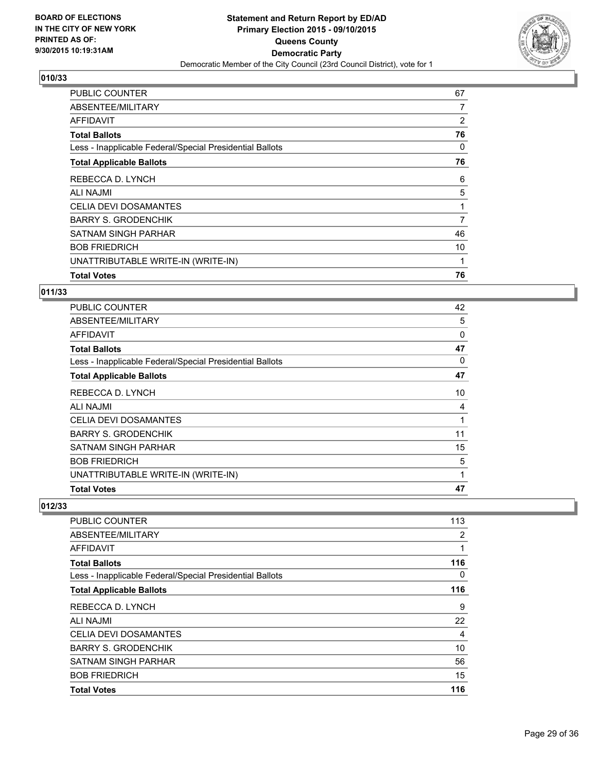**BOARD OF ELECTIONS IN THE CITY OF NEW YORK PRINTED AS OF: 9/30/2015 10:19:31AM**

**Statement and Return Report by ED/AD**
**Primary Election 2015 - 09/10/2015**
**Queens County**
**Democratic Party**
Democratic Member of the City Council (23rd Council District), vote for 1

### 010/33

| | |
|---|---|
| PUBLIC COUNTER | 67 |
| ABSENTEE/MILITARY | 7 |
| AFFIDAVIT | 2 |
| **Total Ballots** | **76** |
| Less - Inapplicable Federal/Special Presidential Ballots | 0 |
| **Total Applicable Ballots** | **76** |
| REBECCA D. LYNCH | 6 |
| ALI NAJMI | 5 |
| CELIA DEVI DOSAMANTES | 1 |
| BARRY S. GRODENCHIK | 7 |
| SATNAM SINGH PARHAR | 46 |
| BOB FRIEDRICH | 10 |
| UNATTRIBUTABLE WRITE-IN (WRITE-IN) | 1 |
| **Total Votes** | **76** |

### 011/33

| | |
|---|---|
| PUBLIC COUNTER | 42 |
| ABSENTEE/MILITARY | 5 |
| AFFIDAVIT | 0 |
| **Total Ballots** | **47** |
| Less - Inapplicable Federal/Special Presidential Ballots | 0 |
| **Total Applicable Ballots** | **47** |
| REBECCA D. LYNCH | 10 |
| ALI NAJMI | 4 |
| CELIA DEVI DOSAMANTES | 1 |
| BARRY S. GRODENCHIK | 11 |
| SATNAM SINGH PARHAR | 15 |
| BOB FRIEDRICH | 5 |
| UNATTRIBUTABLE WRITE-IN (WRITE-IN) | 1 |
| **Total Votes** | **47** |

### 012/33

| | |
|---|---|
| PUBLIC COUNTER | 113 |
| ABSENTEE/MILITARY | 2 |
| AFFIDAVIT | 1 |
| **Total Ballots** | **116** |
| Less - Inapplicable Federal/Special Presidential Ballots | 0 |
| **Total Applicable Ballots** | **116** |
| REBECCA D. LYNCH | 9 |
| ALI NAJMI | 22 |
| CELIA DEVI DOSAMANTES | 4 |
| BARRY S. GRODENCHIK | 10 |
| SATNAM SINGH PARHAR | 56 |
| BOB FRIEDRICH | 15 |
| **Total Votes** | **116** |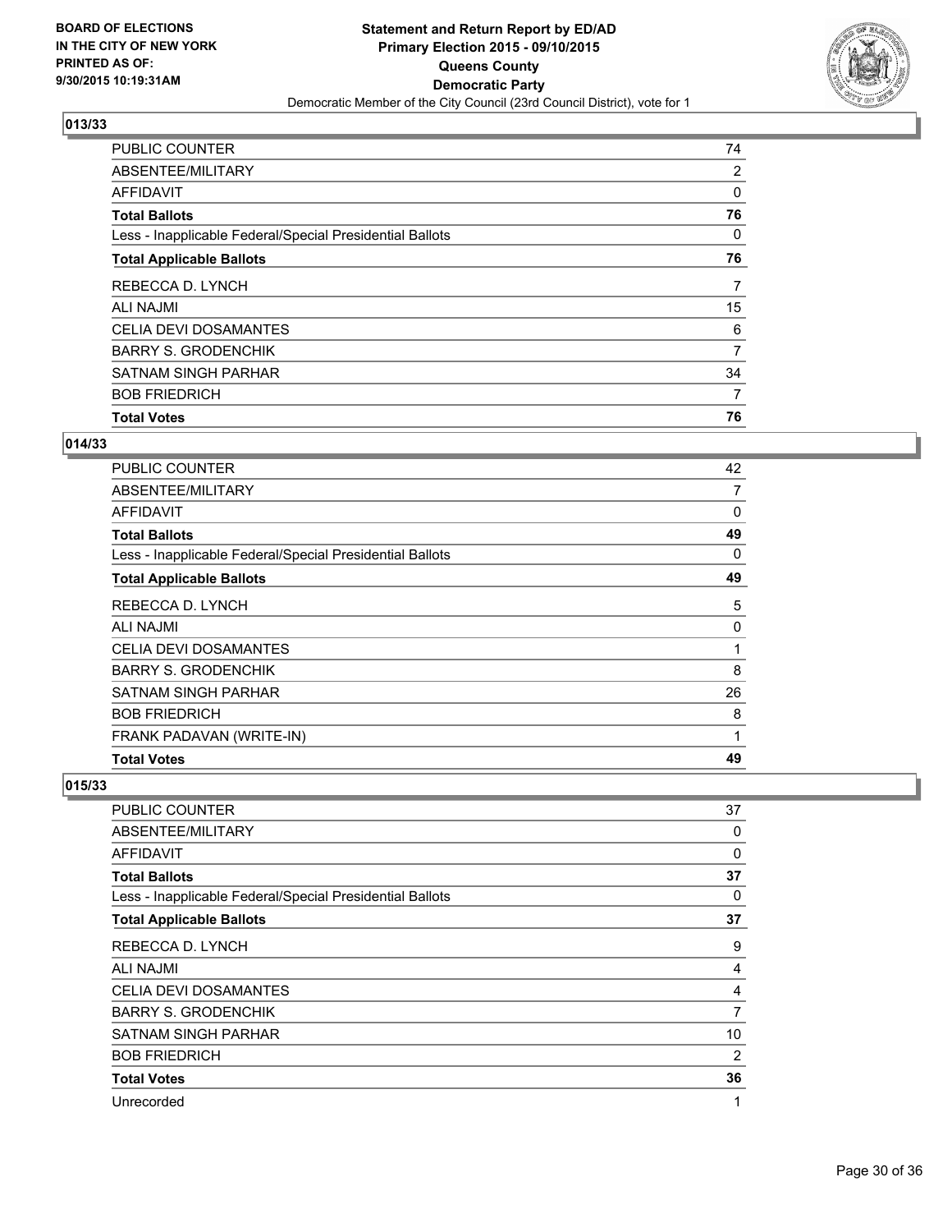BOARD OF ELECTIONS
IN THE CITY OF NEW YORK
PRINTED AS OF:
9/30/2015 10:19:31AM

**Statement and Return Report by ED/AD**
**Primary Election 2015 - 09/10/2015**
**Queens County**
**Democratic Party**
Democratic Member of the City Council (23rd Council District), vote for 1

## 013/33

| | |
|---|---|
| PUBLIC COUNTER | 74 |
| ABSENTEE/MILITARY | 2 |
| AFFIDAVIT | 0 |
| **Total Ballots** | **76** |
| Less - Inapplicable Federal/Special Presidential Ballots | 0 |
| **Total Applicable Ballots** | **76** |
| REBECCA D. LYNCH | 7 |
| ALI NAJMI | 15 |
| CELIA DEVI DOSAMANTES | 6 |
| BARRY S. GRODENCHIK | 7 |
| SATNAM SINGH PARHAR | 34 |
| BOB FRIEDRICH | 7 |
| **Total Votes** | **76** |

## 014/33

| | |
|---|---|
| PUBLIC COUNTER | 42 |
| ABSENTEE/MILITARY | 7 |
| AFFIDAVIT | 0 |
| **Total Ballots** | **49** |
| Less - Inapplicable Federal/Special Presidential Ballots | 0 |
| **Total Applicable Ballots** | **49** |
| REBECCA D. LYNCH | 5 |
| ALI NAJMI | 0 |
| CELIA DEVI DOSAMANTES | 1 |
| BARRY S. GRODENCHIK | 8 |
| SATNAM SINGH PARHAR | 26 |
| BOB FRIEDRICH | 8 |
| FRANK PADAVAN (WRITE-IN) | 1 |
| **Total Votes** | **49** |

## 015/33

| | |
|---|---|
| PUBLIC COUNTER | 37 |
| ABSENTEE/MILITARY | 0 |
| AFFIDAVIT | 0 |
| **Total Ballots** | **37** |
| Less - Inapplicable Federal/Special Presidential Ballots | 0 |
| **Total Applicable Ballots** | **37** |
| REBECCA D. LYNCH | 9 |
| ALI NAJMI | 4 |
| CELIA DEVI DOSAMANTES | 4 |
| BARRY S. GRODENCHIK | 7 |
| SATNAM SINGH PARHAR | 10 |
| BOB FRIEDRICH | 2 |
| **Total Votes** | **36** |
| Unrecorded | 1 |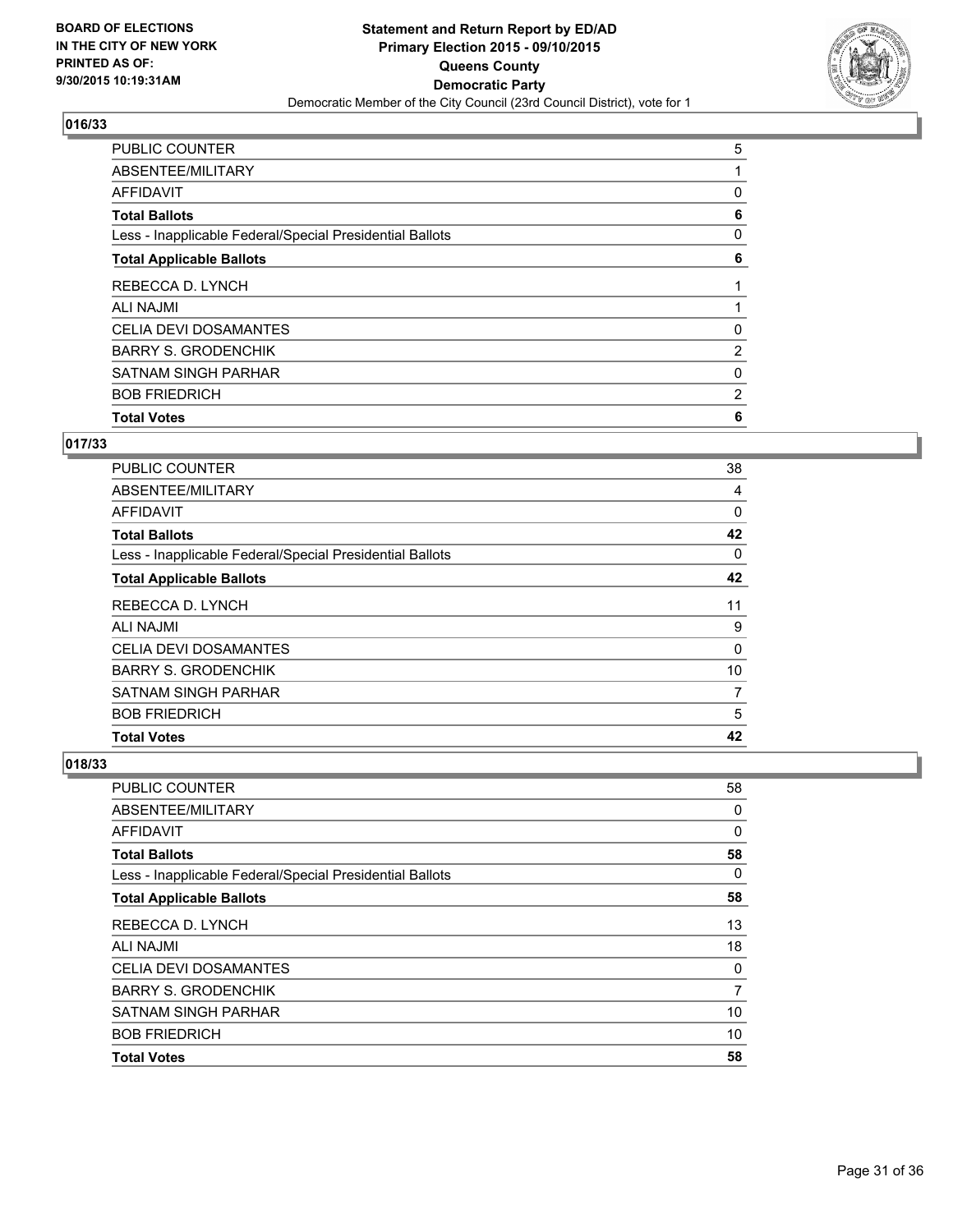BOARD OF ELECTIONS
IN THE CITY OF NEW YORK
PRINTED AS OF:
9/30/2015 10:19:31AM

**Statement and Return Report by ED/AD**
**Primary Election 2015 - 09/10/2015**
**Queens County**
**Democratic Party**
Democratic Member of the City Council (23rd Council District), vote for 1

## 016/33

| | |
|---|---|
| PUBLIC COUNTER | 5 |
| ABSENTEE/MILITARY | 1 |
| AFFIDAVIT | 0 |
| **Total Ballots** | **6** |
| Less - Inapplicable Federal/Special Presidential Ballots | 0 |
| **Total Applicable Ballots** | **6** |
| REBECCA D. LYNCH | 1 |
| ALI NAJMI | 1 |
| CELIA DEVI DOSAMANTES | 0 |
| BARRY S. GRODENCHIK | 2 |
| SATNAM SINGH PARHAR | 0 |
| BOB FRIEDRICH | 2 |
| **Total Votes** | **6** |

## 017/33

| | |
|---|---|
| PUBLIC COUNTER | 38 |
| ABSENTEE/MILITARY | 4 |
| AFFIDAVIT | 0 |
| **Total Ballots** | **42** |
| Less - Inapplicable Federal/Special Presidential Ballots | 0 |
| **Total Applicable Ballots** | **42** |
| REBECCA D. LYNCH | 11 |
| ALI NAJMI | 9 |
| CELIA DEVI DOSAMANTES | 0 |
| BARRY S. GRODENCHIK | 10 |
| SATNAM SINGH PARHAR | 7 |
| BOB FRIEDRICH | 5 |
| **Total Votes** | **42** |

## 018/33

| | |
|---|---|
| PUBLIC COUNTER | 58 |
| ABSENTEE/MILITARY | 0 |
| AFFIDAVIT | 0 |
| **Total Ballots** | **58** |
| Less - Inapplicable Federal/Special Presidential Ballots | 0 |
| **Total Applicable Ballots** | **58** |
| REBECCA D. LYNCH | 13 |
| ALI NAJMI | 18 |
| CELIA DEVI DOSAMANTES | 0 |
| BARRY S. GRODENCHIK | 7 |
| SATNAM SINGH PARHAR | 10 |
| BOB FRIEDRICH | 10 |
| **Total Votes** | **58** |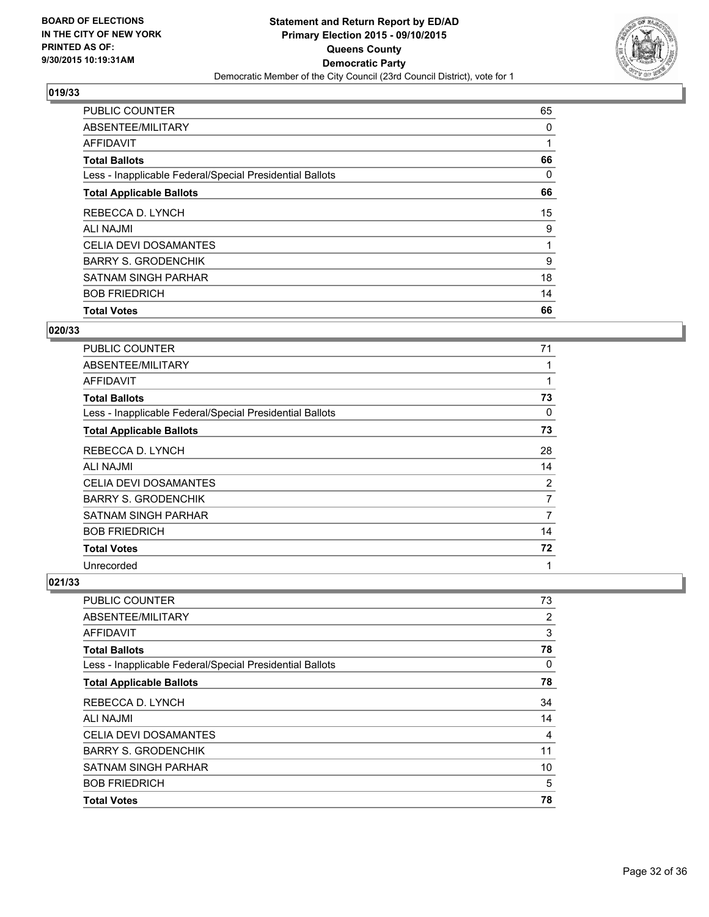BOARD OF ELECTIONS
IN THE CITY OF NEW YORK
PRINTED AS OF:
9/30/2015 10:19:31AM

**Statement and Return Report by ED/AD**
**Primary Election 2015 - 09/10/2015**
**Queens County**
**Democratic Party**
Democratic Member of the City Council (23rd Council District), vote for 1

### 019/33

| | |
|---|---|
| PUBLIC COUNTER | 65 |
| ABSENTEE/MILITARY | 0 |
| AFFIDAVIT | 1 |
| **Total Ballots** | **66** |
| Less - Inapplicable Federal/Special Presidential Ballots | 0 |
| **Total Applicable Ballots** | **66** |
| REBECCA D. LYNCH | 15 |
| ALI NAJMI | 9 |
| CELIA DEVI DOSAMANTES | 1 |
| BARRY S. GRODENCHIK | 9 |
| SATNAM SINGH PARHAR | 18 |
| BOB FRIEDRICH | 14 |
| **Total Votes** | **66** |

### 020/33

| | |
|---|---|
| PUBLIC COUNTER | 71 |
| ABSENTEE/MILITARY | 1 |
| AFFIDAVIT | 1 |
| **Total Ballots** | **73** |
| Less - Inapplicable Federal/Special Presidential Ballots | 0 |
| **Total Applicable Ballots** | **73** |
| REBECCA D. LYNCH | 28 |
| ALI NAJMI | 14 |
| CELIA DEVI DOSAMANTES | 2 |
| BARRY S. GRODENCHIK | 7 |
| SATNAM SINGH PARHAR | 7 |
| BOB FRIEDRICH | 14 |
| **Total Votes** | **72** |
| Unrecorded | 1 |

### 021/33

| | |
|---|---|
| PUBLIC COUNTER | 73 |
| ABSENTEE/MILITARY | 2 |
| AFFIDAVIT | 3 |
| **Total Ballots** | **78** |
| Less - Inapplicable Federal/Special Presidential Ballots | 0 |
| **Total Applicable Ballots** | **78** |
| REBECCA D. LYNCH | 34 |
| ALI NAJMI | 14 |
| CELIA DEVI DOSAMANTES | 4 |
| BARRY S. GRODENCHIK | 11 |
| SATNAM SINGH PARHAR | 10 |
| BOB FRIEDRICH | 5 |
| **Total Votes** | **78** |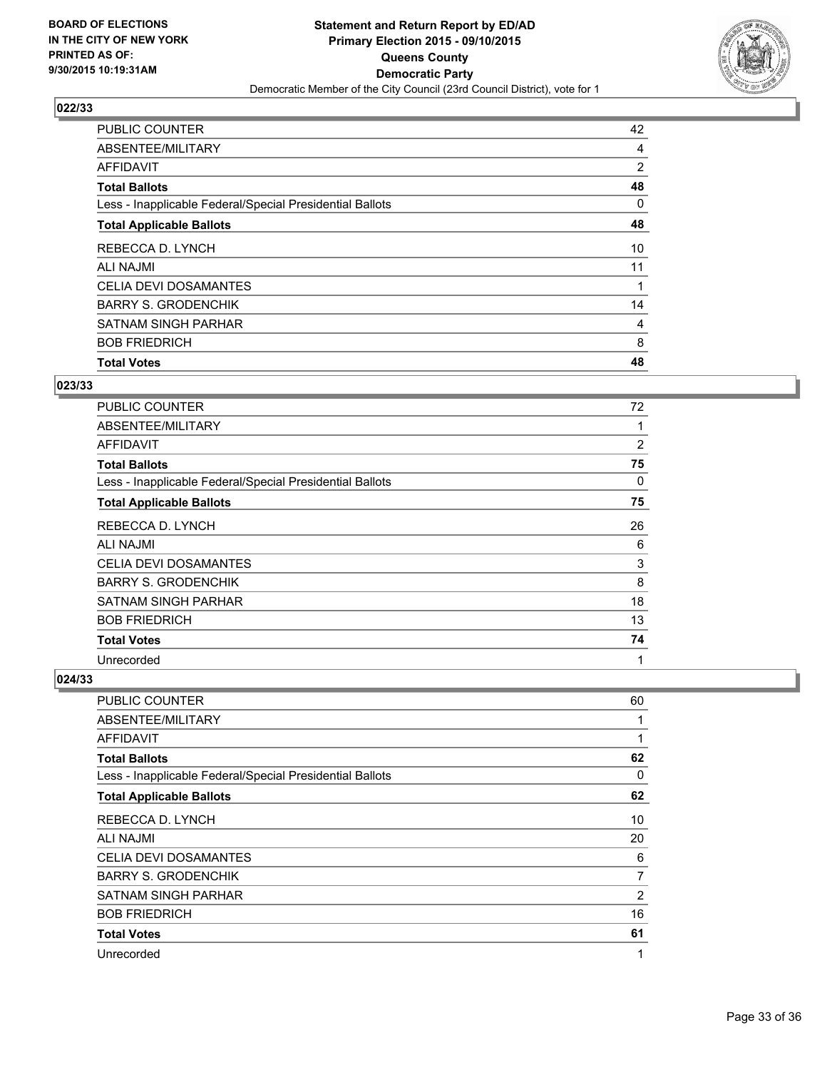BOARD OF ELECTIONS
IN THE CITY OF NEW YORK
PRINTED AS OF:
9/30/2015 10:19:31AM

**Statement and Return Report by ED/AD**
**Primary Election 2015 - 09/10/2015**
**Queens County**
**Democratic Party**
Democratic Member of the City Council (23rd Council District), vote for 1

## 022/33

| | |
|---|---|
| PUBLIC COUNTER | 42 |
| ABSENTEE/MILITARY | 4 |
| AFFIDAVIT | 2 |
| **Total Ballots** | **48** |
| Less - Inapplicable Federal/Special Presidential Ballots | 0 |
| **Total Applicable Ballots** | **48** |
| REBECCA D. LYNCH | 10 |
| ALI NAJMI | 11 |
| CELIA DEVI DOSAMANTES | 1 |
| BARRY S. GRODENCHIK | 14 |
| SATNAM SINGH PARHAR | 4 |
| BOB FRIEDRICH | 8 |
| **Total Votes** | **48** |

## 023/33

| | |
|---|---|
| PUBLIC COUNTER | 72 |
| ABSENTEE/MILITARY | 1 |
| AFFIDAVIT | 2 |
| **Total Ballots** | **75** |
| Less - Inapplicable Federal/Special Presidential Ballots | 0 |
| **Total Applicable Ballots** | **75** |
| REBECCA D. LYNCH | 26 |
| ALI NAJMI | 6 |
| CELIA DEVI DOSAMANTES | 3 |
| BARRY S. GRODENCHIK | 8 |
| SATNAM SINGH PARHAR | 18 |
| BOB FRIEDRICH | 13 |
| **Total Votes** | **74** |
| Unrecorded | 1 |

## 024/33

| | |
|---|---|
| PUBLIC COUNTER | 60 |
| ABSENTEE/MILITARY | 1 |
| AFFIDAVIT | 1 |
| **Total Ballots** | **62** |
| Less - Inapplicable Federal/Special Presidential Ballots | 0 |
| **Total Applicable Ballots** | **62** |
| REBECCA D. LYNCH | 10 |
| ALI NAJMI | 20 |
| CELIA DEVI DOSAMANTES | 6 |
| BARRY S. GRODENCHIK | 7 |
| SATNAM SINGH PARHAR | 2 |
| BOB FRIEDRICH | 16 |
| **Total Votes** | **61** |
| Unrecorded | 1 |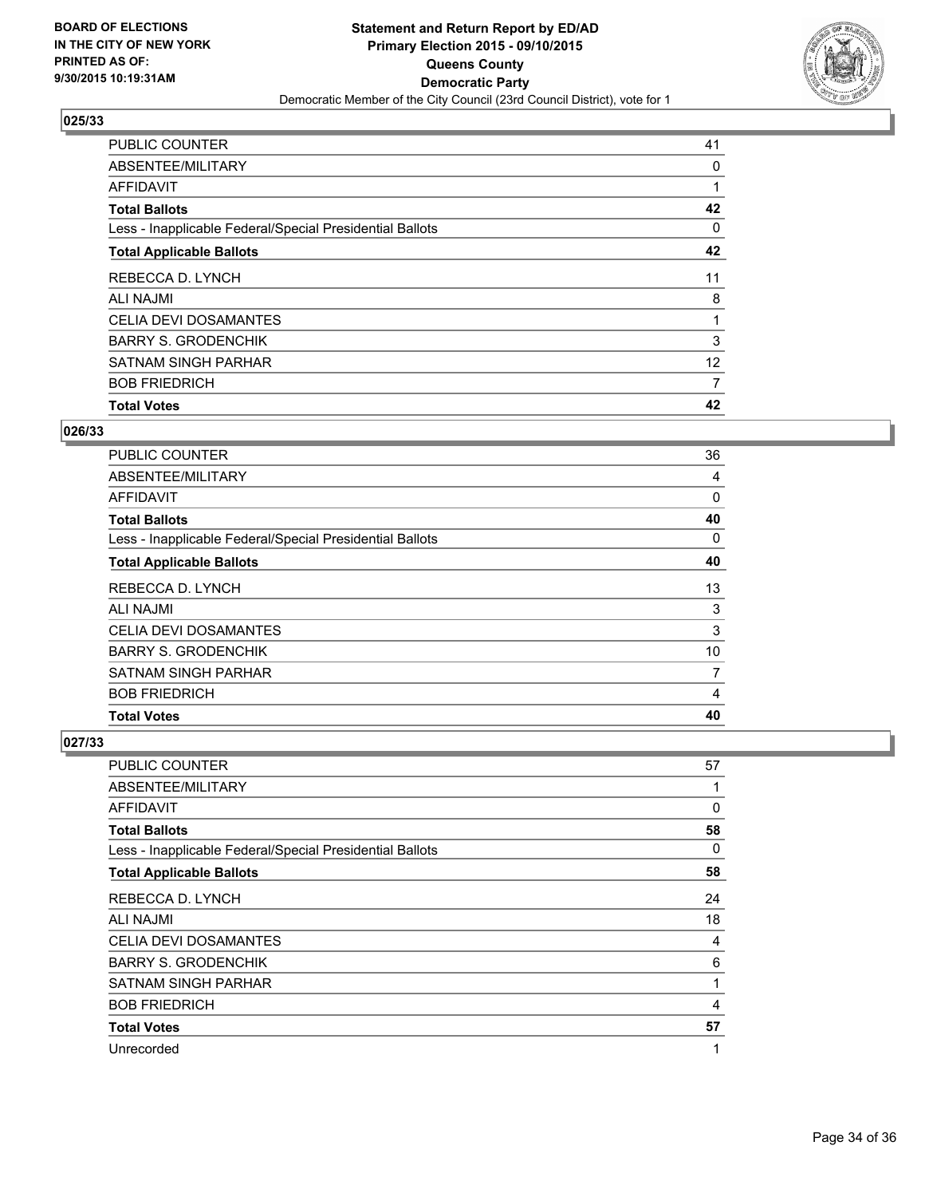BOARD OF ELECTIONS
IN THE CITY OF NEW YORK
PRINTED AS OF:
9/30/2015 10:19:31AM

**Statement and Return Report by ED/AD**
**Primary Election 2015 - 09/10/2015**
**Queens County**
**Democratic Party**
Democratic Member of the City Council (23rd Council District), vote for 1

### 025/33

| | |
|---|---|
| PUBLIC COUNTER | 41 |
| ABSENTEE/MILITARY | 0 |
| AFFIDAVIT | 1 |
| **Total Ballots** | **42** |
| Less - Inapplicable Federal/Special Presidential Ballots | 0 |
| **Total Applicable Ballots** | **42** |
| REBECCA D. LYNCH | 11 |
| ALI NAJMI | 8 |
| CELIA DEVI DOSAMANTES | 1 |
| BARRY S. GRODENCHIK | 3 |
| SATNAM SINGH PARHAR | 12 |
| BOB FRIEDRICH | 7 |
| **Total Votes** | **42** |

### 026/33

| | |
|---|---|
| PUBLIC COUNTER | 36 |
| ABSENTEE/MILITARY | 4 |
| AFFIDAVIT | 0 |
| **Total Ballots** | **40** |
| Less - Inapplicable Federal/Special Presidential Ballots | 0 |
| **Total Applicable Ballots** | **40** |
| REBECCA D. LYNCH | 13 |
| ALI NAJMI | 3 |
| CELIA DEVI DOSAMANTES | 3 |
| BARRY S. GRODENCHIK | 10 |
| SATNAM SINGH PARHAR | 7 |
| BOB FRIEDRICH | 4 |
| **Total Votes** | **40** |

### 027/33

| | |
|---|---|
| PUBLIC COUNTER | 57 |
| ABSENTEE/MILITARY | 1 |
| AFFIDAVIT | 0 |
| **Total Ballots** | **58** |
| Less - Inapplicable Federal/Special Presidential Ballots | 0 |
| **Total Applicable Ballots** | **58** |
| REBECCA D. LYNCH | 24 |
| ALI NAJMI | 18 |
| CELIA DEVI DOSAMANTES | 4 |
| BARRY S. GRODENCHIK | 6 |
| SATNAM SINGH PARHAR | 1 |
| BOB FRIEDRICH | 4 |
| **Total Votes** | **57** |
| Unrecorded | 1 |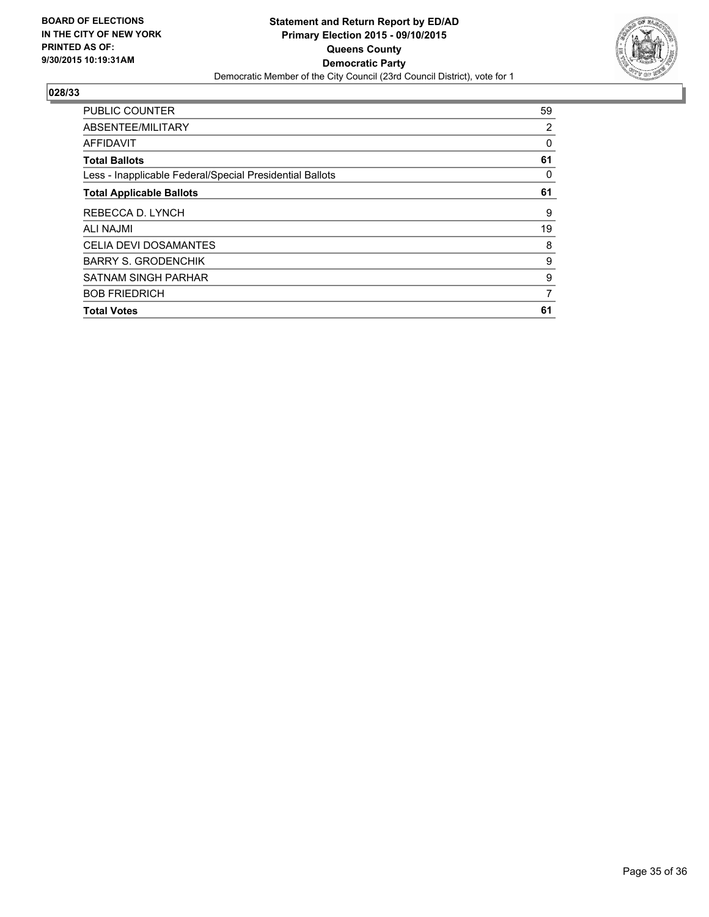**BOARD OF ELECTIONS IN THE CITY OF NEW YORK PRINTED AS OF: 9/30/2015 10:19:31AM**

**Statement and Return Report by ED/AD**
**Primary Election 2015 - 09/10/2015**
**Queens County**
**Democratic Party**
Democratic Member of the City Council (23rd Council District), vote for 1

**028/33**

| | |
|---|---|
| PUBLIC COUNTER | 59 |
| ABSENTEE/MILITARY | 2 |
| AFFIDAVIT | 0 |
| **Total Ballots** | **61** |
| Less - Inapplicable Federal/Special Presidential Ballots | 0 |
| **Total Applicable Ballots** | **61** |
| REBECCA D. LYNCH | 9 |
| ALI NAJMI | 19 |
| CELIA DEVI DOSAMANTES | 8 |
| BARRY S. GRODENCHIK | 9 |
| SATNAM SINGH PARHAR | 9 |
| BOB FRIEDRICH | 7 |
| **Total Votes** | **61** |